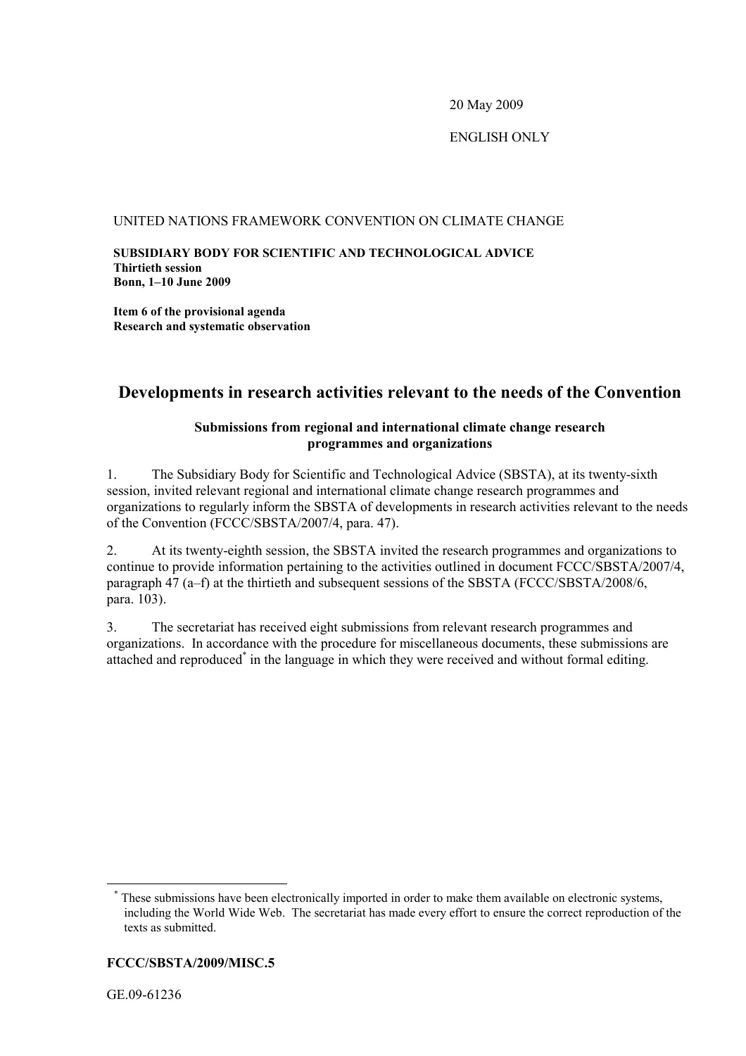20 May 2009

ENGLISH ONLY

UNITED NATIONS FRAMEWORK CONVENTION ON CLIMATE CHANGE

**SUBSIDIARY BODY FOR SCIENTIFIC AND TECHNOLOGICAL ADVICE**
**Thirtieth session**
**Bonn, 1–10 June 2009**

**Item 6 of the provisional agenda**
**Research and systematic observation**

# Developments in research activities relevant to the needs of the Convention

### Submissions from regional and international climate change research programmes and organizations

1. The Subsidiary Body for Scientific and Technological Advice (SBSTA), at its twenty-sixth session, invited relevant regional and international climate change research programmes and organizations to regularly inform the SBSTA of developments in research activities relevant to the needs of the Convention (FCCC/SBSTA/2007/4, para. 47).

2. At its twenty-eighth session, the SBSTA invited the research programmes and organizations to continue to provide information pertaining to the activities outlined in document FCCC/SBSTA/2007/4, paragraph 47 (a–f) at the thirtieth and subsequent sessions of the SBSTA (FCCC/SBSTA/2008/6, para. 103).

3. The secretariat has received eight submissions from relevant research programmes and organizations. In accordance with the procedure for miscellaneous documents, these submissions are attached and reproduced[*] in the language in which they were received and without formal editing.

---

[*] These submissions have been electronically imported in order to make them available on electronic systems, including the World Wide Web. The secretariat has made every effort to ensure the correct reproduction of the texts as submitted.

**FCCC/SBSTA/2009/MISC.5**

GE.09-61236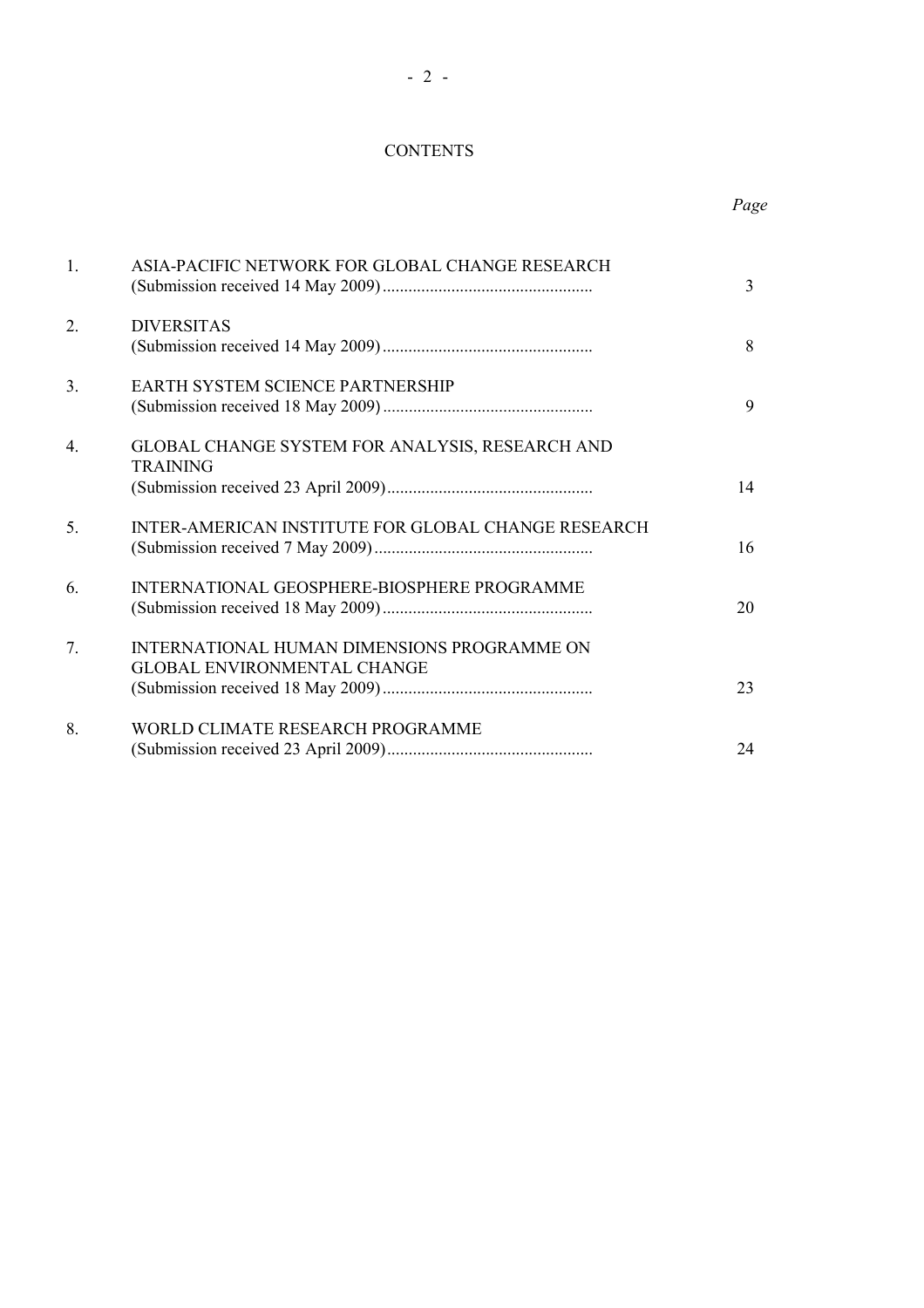# CONTENTS

| | | *Page* |
|---|---|---|
| 1. | ASIA-PACIFIC NETWORK FOR GLOBAL CHANGE RESEARCH (Submission received 14 May 2009) | 3 |
| 2. | DIVERSITAS (Submission received 14 May 2009) | 8 |
| 3. | EARTH SYSTEM SCIENCE PARTNERSHIP (Submission received 18 May 2009) | 9 |
| 4. | GLOBAL CHANGE SYSTEM FOR ANALYSIS, RESEARCH AND TRAINING (Submission received 23 April 2009) | 14 |
| 5. | INTER-AMERICAN INSTITUTE FOR GLOBAL CHANGE RESEARCH (Submission received 7 May 2009) | 16 |
| 6. | INTERNATIONAL GEOSPHERE-BIOSPHERE PROGRAMME (Submission received 18 May 2009) | 20 |
| 7. | INTERNATIONAL HUMAN DIMENSIONS PROGRAMME ON GLOBAL ENVIRONMENTAL CHANGE (Submission received 18 May 2009) | 23 |
| 8. | WORLD CLIMATE RESEARCH PROGRAMME (Submission received 23 April 2009) | 24 |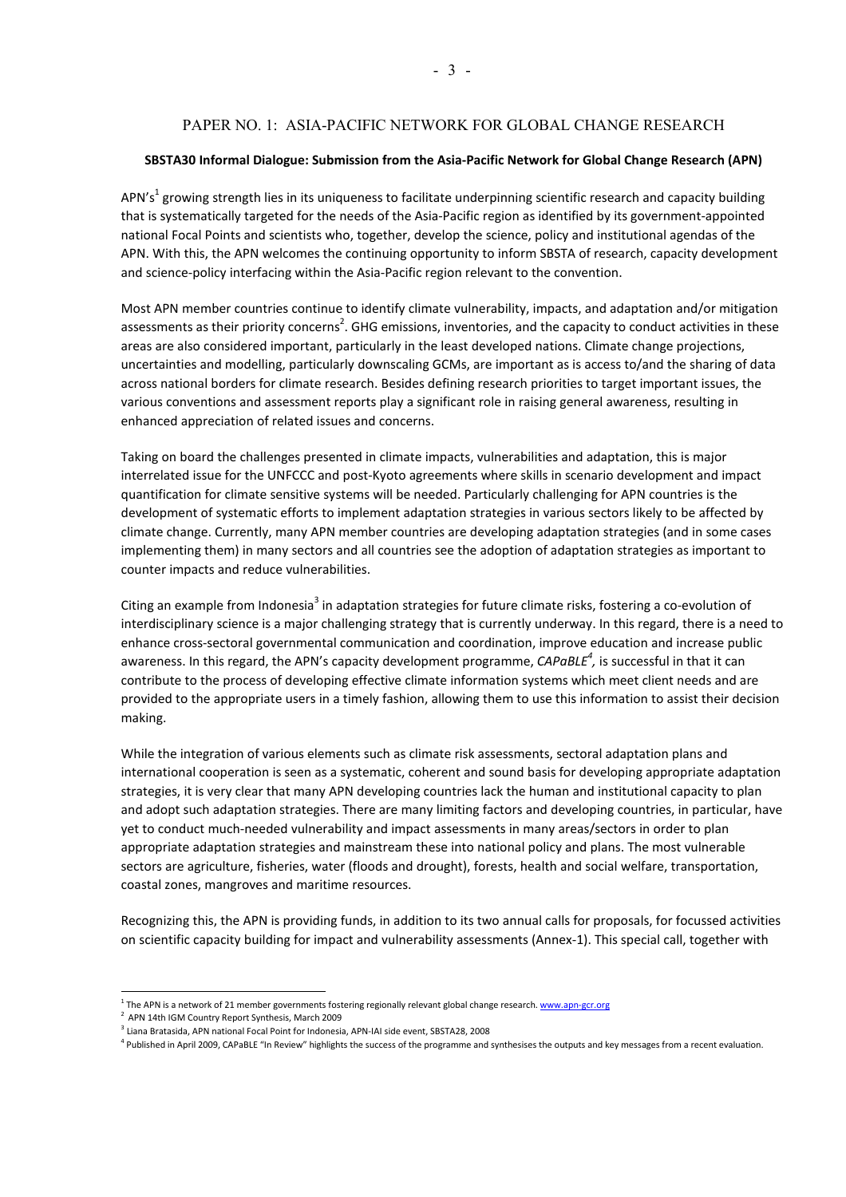# PAPER NO. 1: ASIA-PACIFIC NETWORK FOR GLOBAL CHANGE RESEARCH

**SBSTA30 Informal Dialogue: Submission from the Asia-Pacific Network for Global Change Research (APN)**

APN's[1] growing strength lies in its uniqueness to facilitate underpinning scientific research and capacity building that is systematically targeted for the needs of the Asia-Pacific region as identified by its government-appointed national Focal Points and scientists who, together, develop the science, policy and institutional agendas of the APN. With this, the APN welcomes the continuing opportunity to inform SBSTA of research, capacity development and science-policy interfacing within the Asia-Pacific region relevant to the convention.

Most APN member countries continue to identify climate vulnerability, impacts, and adaptation and/or mitigation assessments as their priority concerns[2]. GHG emissions, inventories, and the capacity to conduct activities in these areas are also considered important, particularly in the least developed nations. Climate change projections, uncertainties and modelling, particularly downscaling GCMs, are important as is access to/and the sharing of data across national borders for climate research. Besides defining research priorities to target important issues, the various conventions and assessment reports play a significant role in raising general awareness, resulting in enhanced appreciation of related issues and concerns.

Taking on board the challenges presented in climate impacts, vulnerabilities and adaptation, this is major interrelated issue for the UNFCCC and post-Kyoto agreements where skills in scenario development and impact quantification for climate sensitive systems will be needed. Particularly challenging for APN countries is the development of systematic efforts to implement adaptation strategies in various sectors likely to be affected by climate change. Currently, many APN member countries are developing adaptation strategies (and in some cases implementing them) in many sectors and all countries see the adoption of adaptation strategies as important to counter impacts and reduce vulnerabilities.

Citing an example from Indonesia[3] in adaptation strategies for future climate risks, fostering a co-evolution of interdisciplinary science is a major challenging strategy that is currently underway. In this regard, there is a need to enhance cross-sectoral governmental communication and coordination, improve education and increase public awareness. In this regard, the APN's capacity development programme, *CAPaBLE*[4], is successful in that it can contribute to the process of developing effective climate information systems which meet client needs and are provided to the appropriate users in a timely fashion, allowing them to use this information to assist their decision making.

While the integration of various elements such as climate risk assessments, sectoral adaptation plans and international cooperation is seen as a systematic, coherent and sound basis for developing appropriate adaptation strategies, it is very clear that many APN developing countries lack the human and institutional capacity to plan and adopt such adaptation strategies. There are many limiting factors and developing countries, in particular, have yet to conduct much-needed vulnerability and impact assessments in many areas/sectors in order to plan appropriate adaptation strategies and mainstream these into national policy and plans. The most vulnerable sectors are agriculture, fisheries, water (floods and drought), forests, health and social welfare, transportation, coastal zones, mangroves and maritime resources.

Recognizing this, the APN is providing funds, in addition to its two annual calls for proposals, for focussed activities on scientific capacity building for impact and vulnerability assessments (Annex-1). This special call, together with

---

[1] The APN is a network of 21 member governments fostering regionally relevant global change research. www.apn-gcr.org

[2] APN 14th IGM Country Report Synthesis, March 2009

[3] Liana Bratasida, APN national Focal Point for Indonesia, APN-IAI side event, SBSTA28, 2008

[4] Published in April 2009, CAPaBLE "In Review" highlights the success of the programme and synthesises the outputs and key messages from a recent evaluation.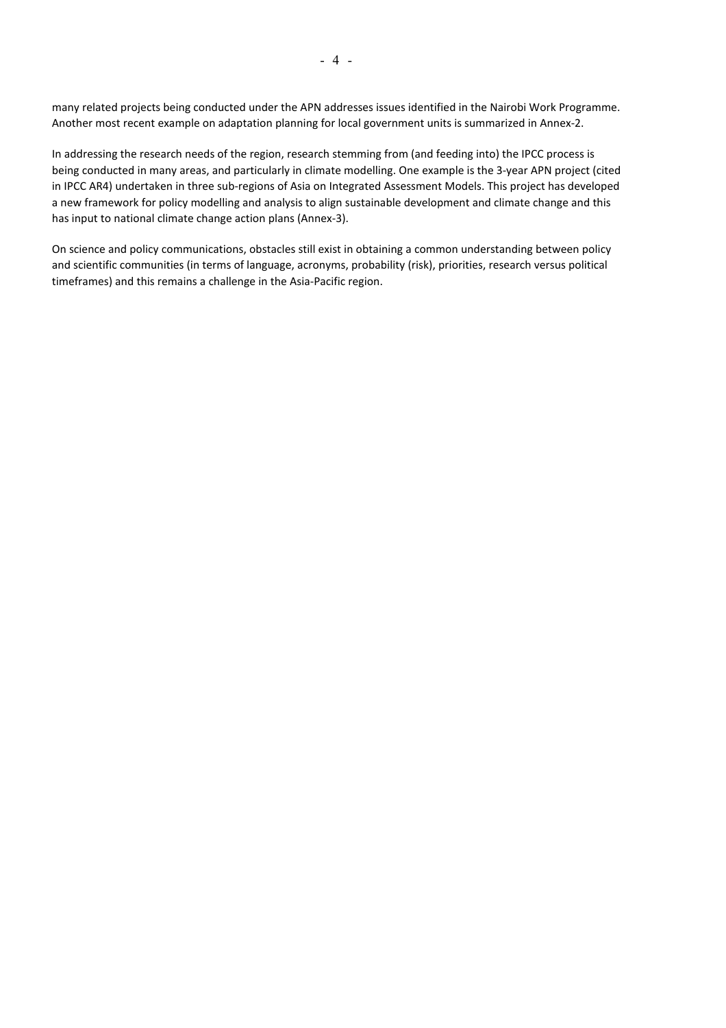many related projects being conducted under the APN addresses issues identified in the Nairobi Work Programme. Another most recent example on adaptation planning for local government units is summarized in Annex-2.

In addressing the research needs of the region, research stemming from (and feeding into) the IPCC process is being conducted in many areas, and particularly in climate modelling. One example is the 3-year APN project (cited in IPCC AR4) undertaken in three sub-regions of Asia on Integrated Assessment Models. This project has developed a new framework for policy modelling and analysis to align sustainable development and climate change and this has input to national climate change action plans (Annex-3).

On science and policy communications, obstacles still exist in obtaining a common understanding between policy and scientific communities (in terms of language, acronyms, probability (risk), priorities, research versus political timeframes) and this remains a challenge in the Asia-Pacific region.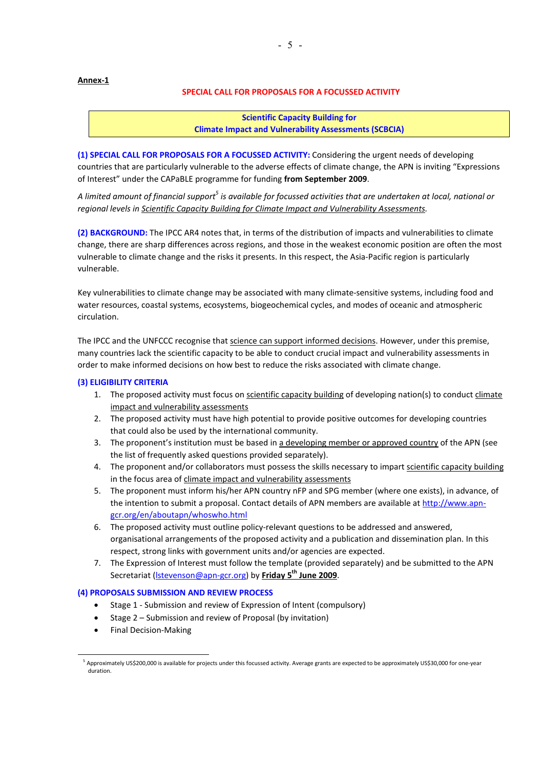**Annex-1**

## SPECIAL CALL FOR PROPOSALS FOR A FOCUSSED ACTIVITY

**Scientific Capacity Building for Climate Impact and Vulnerability Assessments (SCBCIA)**

**(1) SPECIAL CALL FOR PROPOSALS FOR A FOCUSSED ACTIVITY:** Considering the urgent needs of developing countries that are particularly vulnerable to the adverse effects of climate change, the APN is inviting "Expressions of Interest" under the CAPaBLE programme for funding **from September 2009**.

*A limited amount of financial support[5] is available for focussed activities that are undertaken at local, national or regional levels in Scientific Capacity Building for Climate Impact and Vulnerability Assessments.*

**(2) BACKGROUND:** The IPCC AR4 notes that, in terms of the distribution of impacts and vulnerabilities to climate change, there are sharp differences across regions, and those in the weakest economic position are often the most vulnerable to climate change and the risks it presents. In this respect, the Asia-Pacific region is particularly vulnerable.

Key vulnerabilities to climate change may be associated with many climate-sensitive systems, including food and water resources, coastal systems, ecosystems, biogeochemical cycles, and modes of oceanic and atmospheric circulation.

The IPCC and the UNFCCC recognise that science can support informed decisions. However, under this premise, many countries lack the scientific capacity to be able to conduct crucial impact and vulnerability assessments in order to make informed decisions on how best to reduce the risks associated with climate change.

**(3) ELIGIBILITY CRITERIA**

1. The proposed activity must focus on scientific capacity building of developing nation(s) to conduct climate impact and vulnerability assessments
2. The proposed activity must have high potential to provide positive outcomes for developing countries that could also be used by the international community.
3. The proponent's institution must be based in a developing member or approved country of the APN (see the list of frequently asked questions provided separately).
4. The proponent and/or collaborators must possess the skills necessary to impart scientific capacity building in the focus area of climate impact and vulnerability assessments
5. The proponent must inform his/her APN country nFP and SPG member (where one exists), in advance, of the intention to submit a proposal. Contact details of APN members are available at http://www.apn-gcr.org/en/aboutapn/whoswho.html
6. The proposed activity must outline policy-relevant questions to be addressed and answered, organisational arrangements of the proposed activity and a publication and dissemination plan. In this respect, strong links with government units and/or agencies are expected.
7. The Expression of Interest must follow the template (provided separately) and be submitted to the APN Secretariat (lstevenson@apn-gcr.org) by **Friday 5th June 2009**.

**(4) PROPOSALS SUBMISSION AND REVIEW PROCESS**

- Stage 1 - Submission and review of Expression of Intent (compulsory)
- Stage 2 – Submission and review of Proposal (by invitation)
- Final Decision-Making

---

[5] Approximately US$200,000 is available for projects under this focussed activity. Average grants are expected to be approximately US$30,000 for one-year duration.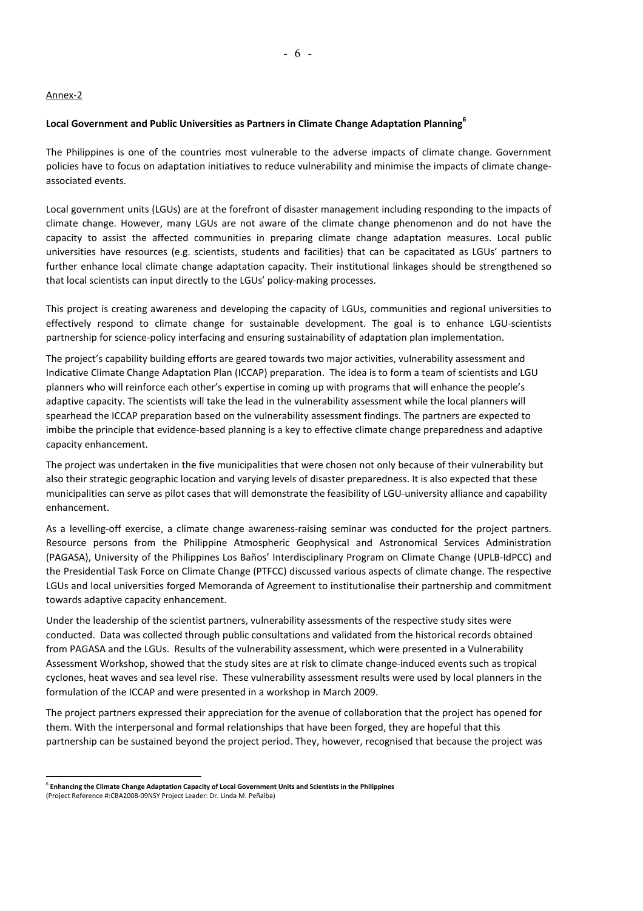Annex-2

**Local Government and Public Universities as Partners in Climate Change Adaptation Planning[6]**

The Philippines is one of the countries most vulnerable to the adverse impacts of climate change. Government policies have to focus on adaptation initiatives to reduce vulnerability and minimise the impacts of climate change-associated events.

Local government units (LGUs) are at the forefront of disaster management including responding to the impacts of climate change. However, many LGUs are not aware of the climate change phenomenon and do not have the capacity to assist the affected communities in preparing climate change adaptation measures. Local public universities have resources (e.g. scientists, students and facilities) that can be capacitated as LGUs' partners to further enhance local climate change adaptation capacity. Their institutional linkages should be strengthened so that local scientists can input directly to the LGUs' policy-making processes.

This project is creating awareness and developing the capacity of LGUs, communities and regional universities to effectively respond to climate change for sustainable development. The goal is to enhance LGU-scientists partnership for science-policy interfacing and ensuring sustainability of adaptation plan implementation.

The project's capability building efforts are geared towards two major activities, vulnerability assessment and Indicative Climate Change Adaptation Plan (ICCAP) preparation. The idea is to form a team of scientists and LGU planners who will reinforce each other's expertise in coming up with programs that will enhance the people's adaptive capacity. The scientists will take the lead in the vulnerability assessment while the local planners will spearhead the ICCAP preparation based on the vulnerability assessment findings. The partners are expected to imbibe the principle that evidence-based planning is a key to effective climate change preparedness and adaptive capacity enhancement.

The project was undertaken in the five municipalities that were chosen not only because of their vulnerability but also their strategic geographic location and varying levels of disaster preparedness. It is also expected that these municipalities can serve as pilot cases that will demonstrate the feasibility of LGU-university alliance and capability enhancement.

As a levelling-off exercise, a climate change awareness-raising seminar was conducted for the project partners. Resource persons from the Philippine Atmospheric Geophysical and Astronomical Services Administration (PAGASA), University of the Philippines Los Baños' Interdisciplinary Program on Climate Change (UPLB-IdPCC) and the Presidential Task Force on Climate Change (PTFCC) discussed various aspects of climate change. The respective LGUs and local universities forged Memoranda of Agreement to institutionalise their partnership and commitment towards adaptive capacity enhancement.

Under the leadership of the scientist partners, vulnerability assessments of the respective study sites were conducted. Data was collected through public consultations and validated from the historical records obtained from PAGASA and the LGUs. Results of the vulnerability assessment, which were presented in a Vulnerability Assessment Workshop, showed that the study sites are at risk to climate change-induced events such as tropical cyclones, heat waves and sea level rise. These vulnerability assessment results were used by local planners in the formulation of the ICCAP and were presented in a workshop in March 2009.

The project partners expressed their appreciation for the avenue of collaboration that the project has opened for them. With the interpersonal and formal relationships that have been forged, they are hopeful that this partnership can be sustained beyond the project period. They, however, recognised that because the project was

---

[6] **Enhancing the Climate Change Adaptation Capacity of Local Government Units and Scientists in the Philippines**
(Project Reference #:CBA2008-09NSY Project Leader: Dr. Linda M. Peñalba)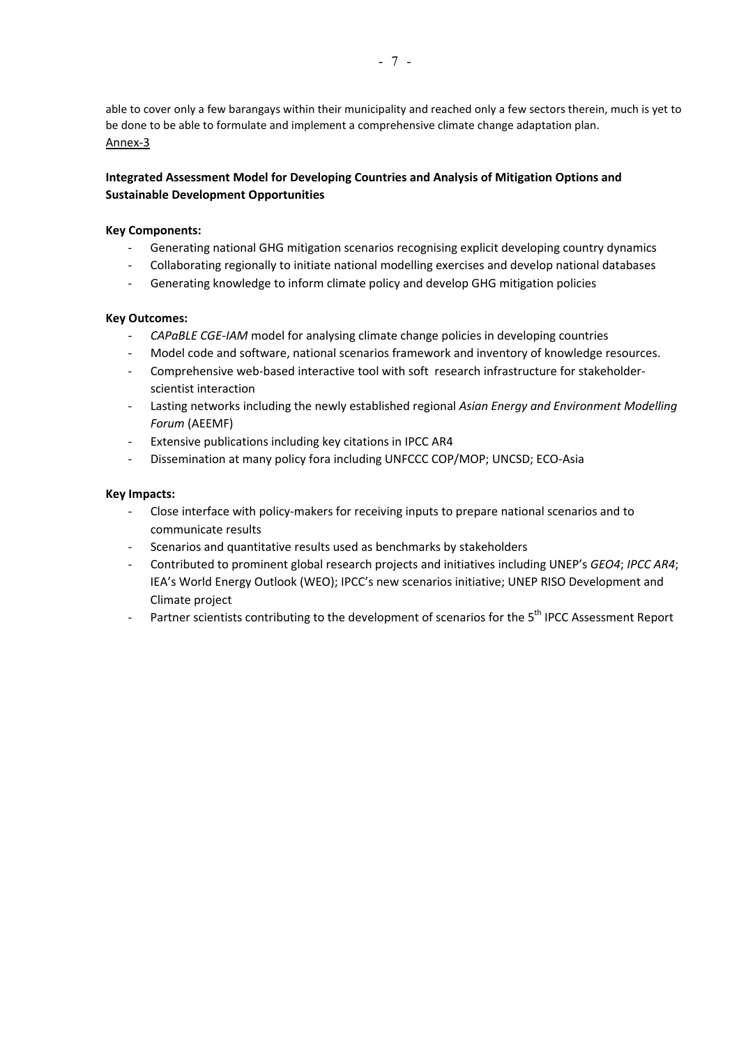able to cover only a few barangays within their municipality and reached only a few sectors therein, much is yet to be done to be able to formulate and implement a comprehensive climate change adaptation plan.

Annex-3

**Integrated Assessment Model for Developing Countries and Analysis of Mitigation Options and Sustainable Development Opportunities**

**Key Components:**

- Generating national GHG mitigation scenarios recognising explicit developing country dynamics
- Collaborating regionally to initiate national modelling exercises and develop national databases
- Generating knowledge to inform climate policy and develop GHG mitigation policies

**Key Outcomes:**

- *CAPaBLE CGE-IAM* model for analysing climate change policies in developing countries
- Model code and software, national scenarios framework and inventory of knowledge resources.
- Comprehensive web-based interactive tool with soft research infrastructure for stakeholder-scientist interaction
- Lasting networks including the newly established regional *Asian Energy and Environment Modelling Forum* (AEEMF)
- Extensive publications including key citations in IPCC AR4
- Dissemination at many policy fora including UNFCCC COP/MOP; UNCSD; ECO-Asia

**Key Impacts:**

- Close interface with policy-makers for receiving inputs to prepare national scenarios and to communicate results
- Scenarios and quantitative results used as benchmarks by stakeholders
- Contributed to prominent global research projects and initiatives including UNEP's *GEO4*; *IPCC AR4*; IEA's World Energy Outlook (WEO); IPCC's new scenarios initiative; UNEP RISO Development and Climate project
- Partner scientists contributing to the development of scenarios for the 5th IPCC Assessment Report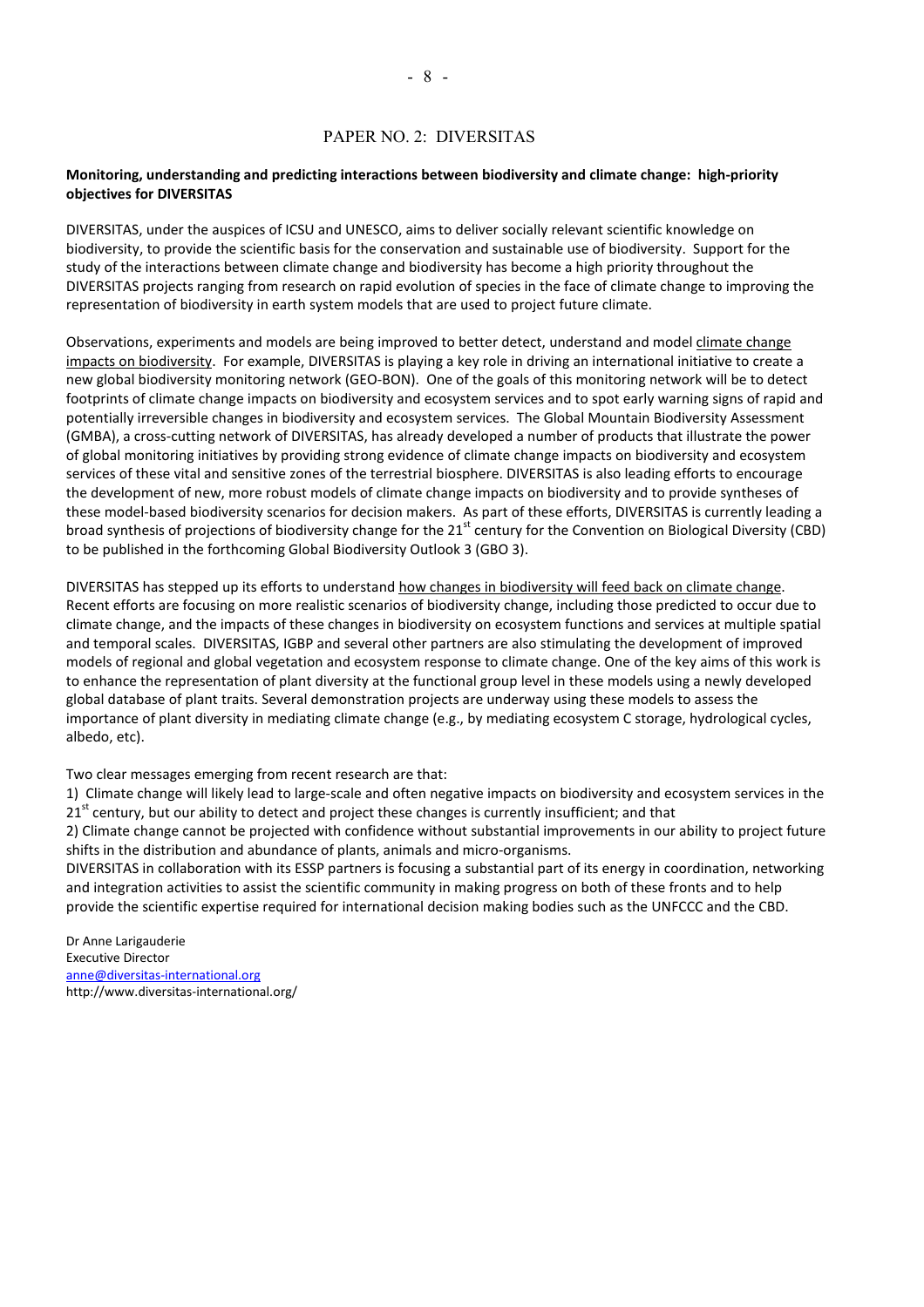## PAPER NO. 2: DIVERSITAS

**Monitoring, understanding and predicting interactions between biodiversity and climate change: high-priority objectives for DIVERSITAS**

DIVERSITAS, under the auspices of ICSU and UNESCO, aims to deliver socially relevant scientific knowledge on biodiversity, to provide the scientific basis for the conservation and sustainable use of biodiversity. Support for the study of the interactions between climate change and biodiversity has become a high priority throughout the DIVERSITAS projects ranging from research on rapid evolution of species in the face of climate change to improving the representation of biodiversity in earth system models that are used to project future climate.

Observations, experiments and models are being improved to better detect, understand and model climate change impacts on biodiversity. For example, DIVERSITAS is playing a key role in driving an international initiative to create a new global biodiversity monitoring network (GEO-BON). One of the goals of this monitoring network will be to detect footprints of climate change impacts on biodiversity and ecosystem services and to spot early warning signs of rapid and potentially irreversible changes in biodiversity and ecosystem services. The Global Mountain Biodiversity Assessment (GMBA), a cross-cutting network of DIVERSITAS, has already developed a number of products that illustrate the power of global monitoring initiatives by providing strong evidence of climate change impacts on biodiversity and ecosystem services of these vital and sensitive zones of the terrestrial biosphere. DIVERSITAS is also leading efforts to encourage the development of new, more robust models of climate change impacts on biodiversity and to provide syntheses of these model-based biodiversity scenarios for decision makers. As part of these efforts, DIVERSITAS is currently leading a broad synthesis of projections of biodiversity change for the 21st century for the Convention on Biological Diversity (CBD) to be published in the forthcoming Global Biodiversity Outlook 3 (GBO 3).

DIVERSITAS has stepped up its efforts to understand how changes in biodiversity will feed back on climate change. Recent efforts are focusing on more realistic scenarios of biodiversity change, including those predicted to occur due to climate change, and the impacts of these changes in biodiversity on ecosystem functions and services at multiple spatial and temporal scales. DIVERSITAS, IGBP and several other partners are also stimulating the development of improved models of regional and global vegetation and ecosystem response to climate change. One of the key aims of this work is to enhance the representation of plant diversity at the functional group level in these models using a newly developed global database of plant traits. Several demonstration projects are underway using these models to assess the importance of plant diversity in mediating climate change (e.g., by mediating ecosystem C storage, hydrological cycles, albedo, etc).

Two clear messages emerging from recent research are that:

1) Climate change will likely lead to large-scale and often negative impacts on biodiversity and ecosystem services in the 21st century, but our ability to detect and project these changes is currently insufficient; and that

2) Climate change cannot be projected with confidence without substantial improvements in our ability to project future shifts in the distribution and abundance of plants, animals and micro-organisms.

DIVERSITAS in collaboration with its ESSP partners is focusing a substantial part of its energy in coordination, networking and integration activities to assist the scientific community in making progress on both of these fronts and to help provide the scientific expertise required for international decision making bodies such as the UNFCCC and the CBD.

Dr Anne Larigauderie
Executive Director
anne@diversitas-international.org
http://www.diversitas-international.org/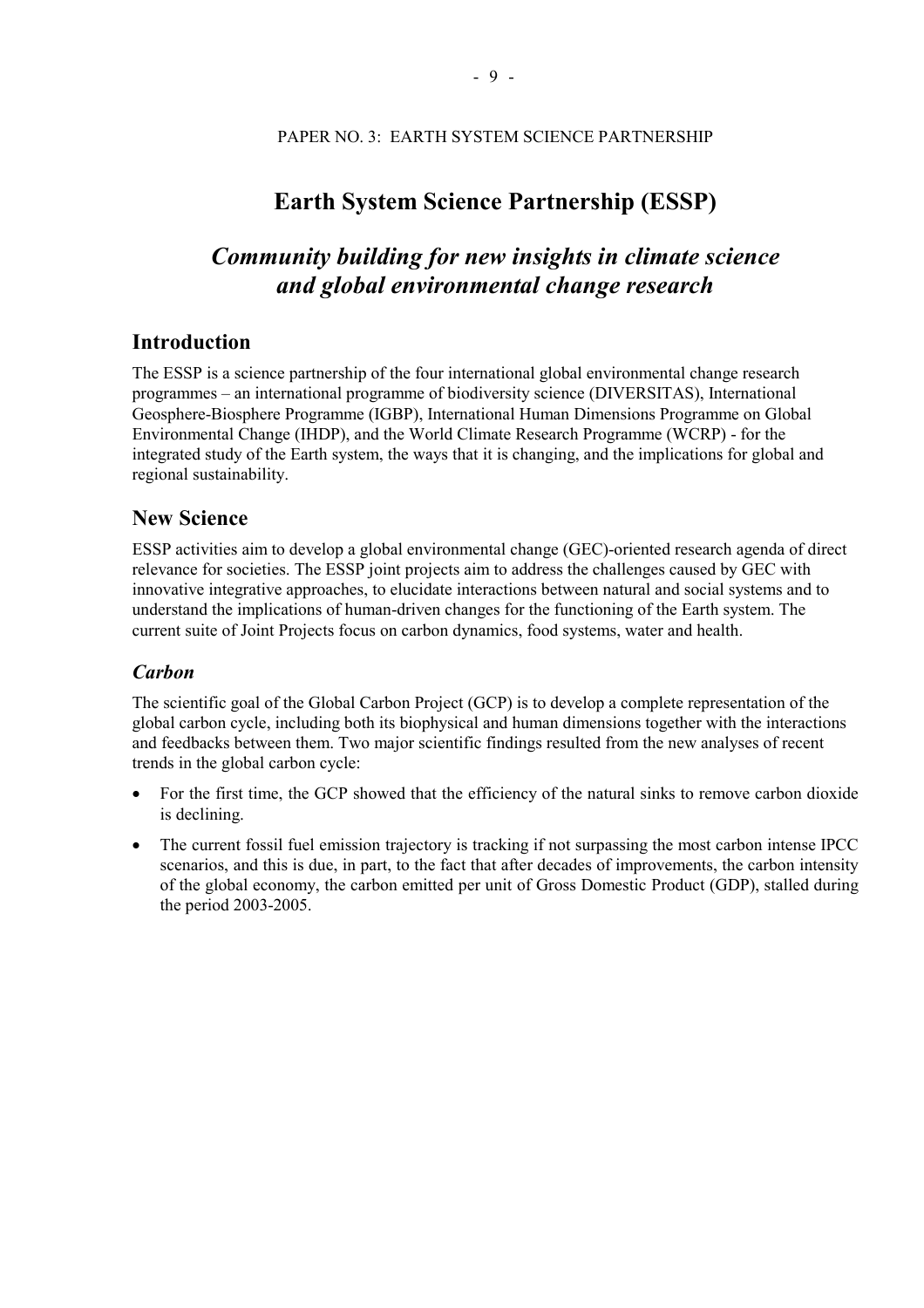PAPER NO. 3: EARTH SYSTEM SCIENCE PARTNERSHIP

# Earth System Science Partnership (ESSP)

## *Community building for new insights in climate science and global environmental change research*

## Introduction

The ESSP is a science partnership of the four international global environmental change research programmes – an international programme of biodiversity science (DIVERSITAS), International Geosphere-Biosphere Programme (IGBP), International Human Dimensions Programme on Global Environmental Change (IHDP), and the World Climate Research Programme (WCRP) - for the integrated study of the Earth system, the ways that it is changing, and the implications for global and regional sustainability.

## New Science

ESSP activities aim to develop a global environmental change (GEC)-oriented research agenda of direct relevance for societies. The ESSP joint projects aim to address the challenges caused by GEC with innovative integrative approaches, to elucidate interactions between natural and social systems and to understand the implications of human-driven changes for the functioning of the Earth system. The current suite of Joint Projects focus on carbon dynamics, food systems, water and health.

### *Carbon*

The scientific goal of the Global Carbon Project (GCP) is to develop a complete representation of the global carbon cycle, including both its biophysical and human dimensions together with the interactions and feedbacks between them. Two major scientific findings resulted from the new analyses of recent trends in the global carbon cycle:

- For the first time, the GCP showed that the efficiency of the natural sinks to remove carbon dioxide is declining.
- The current fossil fuel emission trajectory is tracking if not surpassing the most carbon intense IPCC scenarios, and this is due, in part, to the fact that after decades of improvements, the carbon intensity of the global economy, the carbon emitted per unit of Gross Domestic Product (GDP), stalled during the period 2003-2005.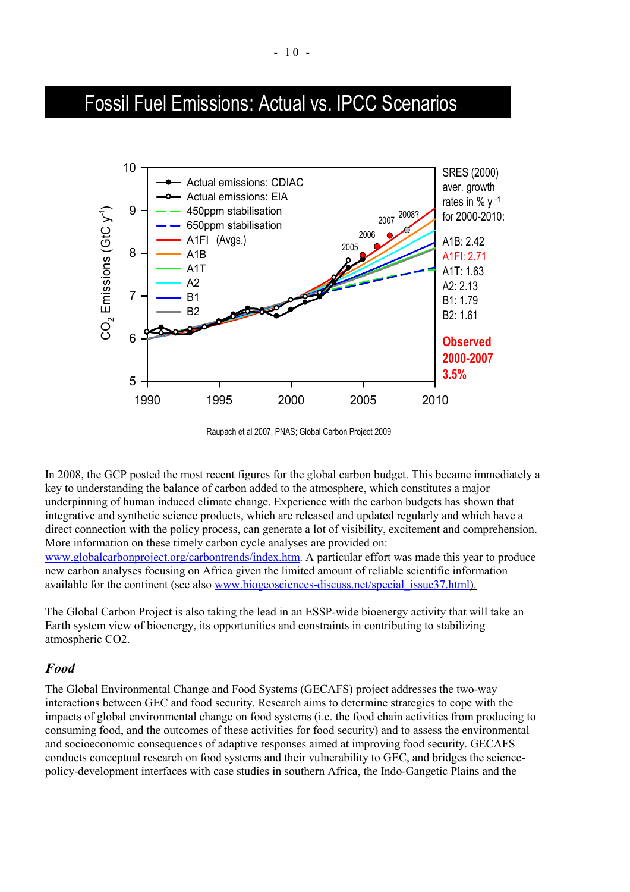## Fossil Fuel Emissions: Actual vs. IPCC Scenarios

Raupach et al 2007, PNAS; Global Carbon Project 2009

In 2008, the GCP posted the most recent figures for the global carbon budget. This became immediately a key to understanding the balance of carbon added to the atmosphere, which constitutes a major underpinning of human induced climate change. Experience with the carbon budgets has shown that integrative and synthetic science products, which are released and updated regularly and which have a direct connection with the policy process, can generate a lot of visibility, excitement and comprehension. More information on these timely carbon cycle analyses are provided on: www.globalcarbonproject.org/carbontrends/index.htm. A particular effort was made this year to produce new carbon analyses focusing on Africa given the limited amount of reliable scientific information available for the continent (see also www.biogeosciences-discuss.net/special_issue37.html).

The Global Carbon Project is also taking the lead in an ESSP-wide bioenergy activity that will take an Earth system view of bioenergy, its opportunities and constraints in contributing to stabilizing atmospheric CO2.

### *Food*

The Global Environmental Change and Food Systems (GECAFS) project addresses the two-way interactions between GEC and food security. Research aims to determine strategies to cope with the impacts of global environmental change on food systems (i.e. the food chain activities from producing to consuming food, and the outcomes of these activities for food security) and to assess the environmental and socioeconomic consequences of adaptive responses aimed at improving food security. GECAFS conducts conceptual research on food systems and their vulnerability to GEC, and bridges the science-policy-development interfaces with case studies in southern Africa, the Indo-Gangetic Plains and the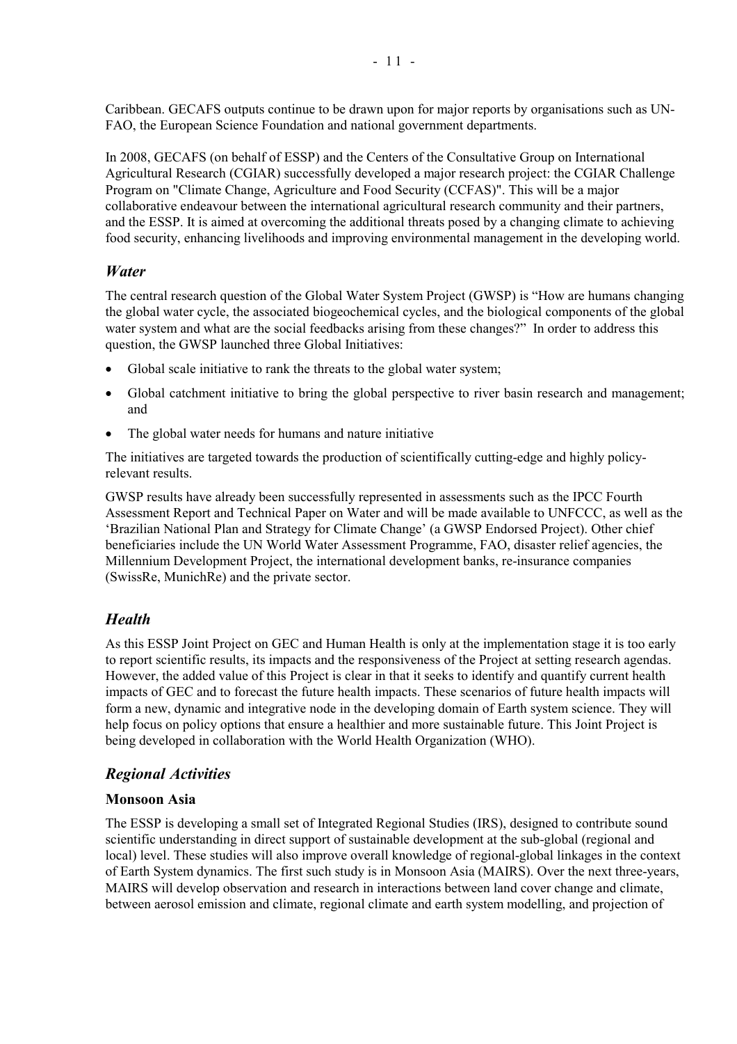Caribbean. GECAFS outputs continue to be drawn upon for major reports by organisations such as UN-FAO, the European Science Foundation and national government departments.

In 2008, GECAFS (on behalf of ESSP) and the Centers of the Consultative Group on International Agricultural Research (CGIAR) successfully developed a major research project: the CGIAR Challenge Program on "Climate Change, Agriculture and Food Security (CCFAS)". This will be a major collaborative endeavour between the international agricultural research community and their partners, and the ESSP. It is aimed at overcoming the additional threats posed by a changing climate to achieving food security, enhancing livelihoods and improving environmental management in the developing world.

## *Water*

The central research question of the Global Water System Project (GWSP) is "How are humans changing the global water cycle, the associated biogeochemical cycles, and the biological components of the global water system and what are the social feedbacks arising from these changes?" In order to address this question, the GWSP launched three Global Initiatives:

- Global scale initiative to rank the threats to the global water system;
- Global catchment initiative to bring the global perspective to river basin research and management; and
- The global water needs for humans and nature initiative

The initiatives are targeted towards the production of scientifically cutting-edge and highly policy-relevant results.

GWSP results have already been successfully represented in assessments such as the IPCC Fourth Assessment Report and Technical Paper on Water and will be made available to UNFCCC, as well as the 'Brazilian National Plan and Strategy for Climate Change' (a GWSP Endorsed Project). Other chief beneficiaries include the UN World Water Assessment Programme, FAO, disaster relief agencies, the Millennium Development Project, the international development banks, re-insurance companies (SwissRe, MunichRe) and the private sector.

## *Health*

As this ESSP Joint Project on GEC and Human Health is only at the implementation stage it is too early to report scientific results, its impacts and the responsiveness of the Project at setting research agendas. However, the added value of this Project is clear in that it seeks to identify and quantify current health impacts of GEC and to forecast the future health impacts. These scenarios of future health impacts will form a new, dynamic and integrative node in the developing domain of Earth system science. They will help focus on policy options that ensure a healthier and more sustainable future. This Joint Project is being developed in collaboration with the World Health Organization (WHO).

## *Regional Activities*

### Monsoon Asia

The ESSP is developing a small set of Integrated Regional Studies (IRS), designed to contribute sound scientific understanding in direct support of sustainable development at the sub-global (regional and local) level. These studies will also improve overall knowledge of regional-global linkages in the context of Earth System dynamics. The first such study is in Monsoon Asia (MAIRS). Over the next three-years, MAIRS will develop observation and research in interactions between land cover change and climate, between aerosol emission and climate, regional climate and earth system modelling, and projection of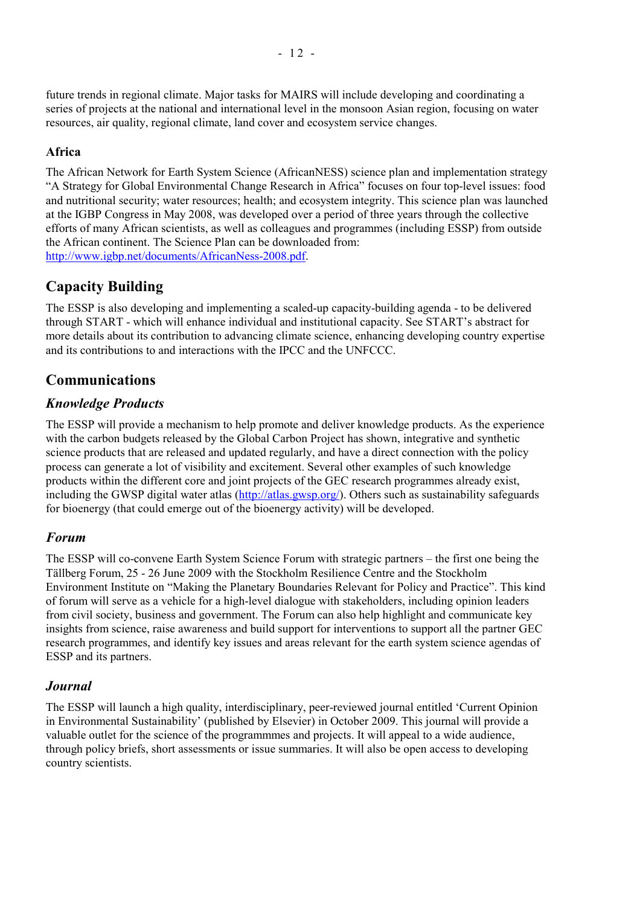future trends in regional climate. Major tasks for MAIRS will include developing and coordinating a series of projects at the national and international level in the monsoon Asian region, focusing on water resources, air quality, regional climate, land cover and ecosystem service changes.

### Africa

The African Network for Earth System Science (AfricanNESS) science plan and implementation strategy "A Strategy for Global Environmental Change Research in Africa" focuses on four top-level issues: food and nutritional security; water resources; health; and ecosystem integrity. This science plan was launched at the IGBP Congress in May 2008, was developed over a period of three years through the collective efforts of many African scientists, as well as colleagues and programmes (including ESSP) from outside the African continent. The Science Plan can be downloaded from: http://www.igbp.net/documents/AfricanNess-2008.pdf.

## Capacity Building

The ESSP is also developing and implementing a scaled-up capacity-building agenda - to be delivered through START - which will enhance individual and institutional capacity. See START's abstract for more details about its contribution to advancing climate science, enhancing developing country expertise and its contributions to and interactions with the IPCC and the UNFCCC.

## Communications

### *Knowledge Products*

The ESSP will provide a mechanism to help promote and deliver knowledge products. As the experience with the carbon budgets released by the Global Carbon Project has shown, integrative and synthetic science products that are released and updated regularly, and have a direct connection with the policy process can generate a lot of visibility and excitement. Several other examples of such knowledge products within the different core and joint projects of the GEC research programmes already exist, including the GWSP digital water atlas (http://atlas.gwsp.org/). Others such as sustainability safeguards for bioenergy (that could emerge out of the bioenergy activity) will be developed.

### *Forum*

The ESSP will co-convene Earth System Science Forum with strategic partners – the first one being the Tällberg Forum, 25 - 26 June 2009 with the Stockholm Resilience Centre and the Stockholm Environment Institute on "Making the Planetary Boundaries Relevant for Policy and Practice". This kind of forum will serve as a vehicle for a high-level dialogue with stakeholders, including opinion leaders from civil society, business and government. The Forum can also help highlight and communicate key insights from science, raise awareness and build support for interventions to support all the partner GEC research programmes, and identify key issues and areas relevant for the earth system science agendas of ESSP and its partners.

### *Journal*

The ESSP will launch a high quality, interdisciplinary, peer-reviewed journal entitled 'Current Opinion in Environmental Sustainability' (published by Elsevier) in October 2009. This journal will provide a valuable outlet for the science of the programmmes and projects. It will appeal to a wide audience, through policy briefs, short assessments or issue summaries. It will also be open access to developing country scientists.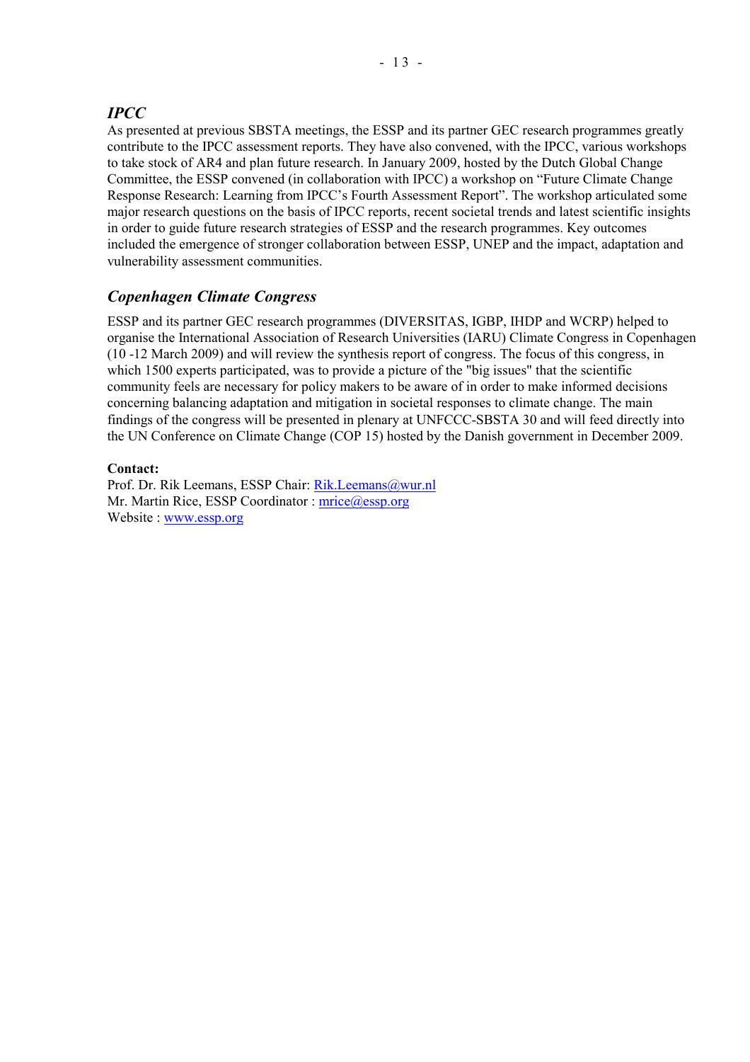## *IPCC*

As presented at previous SBSTA meetings, the ESSP and its partner GEC research programmes greatly contribute to the IPCC assessment reports. They have also convened, with the IPCC, various workshops to take stock of AR4 and plan future research. In January 2009, hosted by the Dutch Global Change Committee, the ESSP convened (in collaboration with IPCC) a workshop on "Future Climate Change Response Research: Learning from IPCC's Fourth Assessment Report". The workshop articulated some major research questions on the basis of IPCC reports, recent societal trends and latest scientific insights in order to guide future research strategies of ESSP and the research programmes. Key outcomes included the emergence of stronger collaboration between ESSP, UNEP and the impact, adaptation and vulnerability assessment communities.

## *Copenhagen Climate Congress*

ESSP and its partner GEC research programmes (DIVERSITAS, IGBP, IHDP and WCRP) helped to organise the International Association of Research Universities (IARU) Climate Congress in Copenhagen (10 -12 March 2009) and will review the synthesis report of congress. The focus of this congress, in which 1500 experts participated, was to provide a picture of the "big issues" that the scientific community feels are necessary for policy makers to be aware of in order to make informed decisions concerning balancing adaptation and mitigation in societal responses to climate change. The main findings of the congress will be presented in plenary at UNFCCC-SBSTA 30 and will feed directly into the UN Conference on Climate Change (COP 15) hosted by the Danish government in December 2009.

**Contact:**
Prof. Dr. Rik Leemans, ESSP Chair: Rik.Leemans@wur.nl
Mr. Martin Rice, ESSP Coordinator : mrice@essp.org
Website : www.essp.org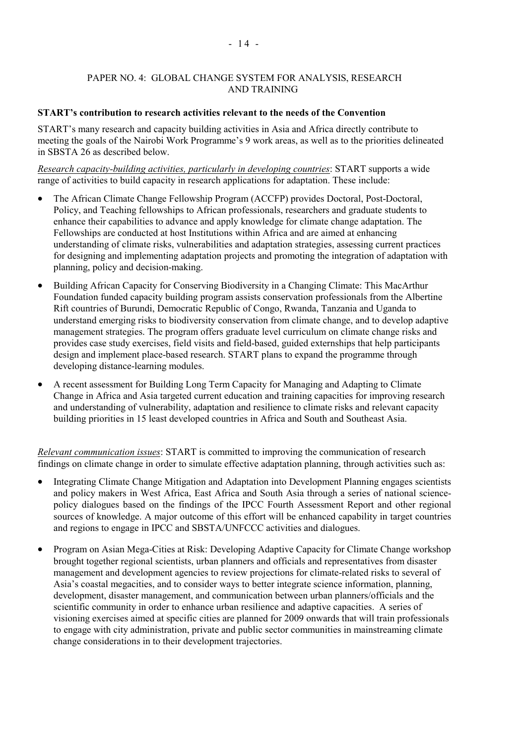## PAPER NO. 4: GLOBAL CHANGE SYSTEM FOR ANALYSIS, RESEARCH AND TRAINING

**START's contribution to research activities relevant to the needs of the Convention**

START's many research and capacity building activities in Asia and Africa directly contribute to meeting the goals of the Nairobi Work Programme's 9 work areas, as well as to the priorities delineated in SBSTA 26 as described below.

*Research capacity-building activities, particularly in developing countries*: START supports a wide range of activities to build capacity in research applications for adaptation. These include:

- The African Climate Change Fellowship Program (ACCFP) provides Doctoral, Post-Doctoral, Policy, and Teaching fellowships to African professionals, researchers and graduate students to enhance their capabilities to advance and apply knowledge for climate change adaptation. The Fellowships are conducted at host Institutions within Africa and are aimed at enhancing understanding of climate risks, vulnerabilities and adaptation strategies, assessing current practices for designing and implementing adaptation projects and promoting the integration of adaptation with planning, policy and decision-making.

- Building African Capacity for Conserving Biodiversity in a Changing Climate: This MacArthur Foundation funded capacity building program assists conservation professionals from the Albertine Rift countries of Burundi, Democratic Republic of Congo, Rwanda, Tanzania and Uganda to understand emerging risks to biodiversity conservation from climate change, and to develop adaptive management strategies. The program offers graduate level curriculum on climate change risks and provides case study exercises, field visits and field-based, guided externships that help participants design and implement place-based research. START plans to expand the programme through developing distance-learning modules.

- A recent assessment for Building Long Term Capacity for Managing and Adapting to Climate Change in Africa and Asia targeted current education and training capacities for improving research and understanding of vulnerability, adaptation and resilience to climate risks and relevant capacity building priorities in 15 least developed countries in Africa and South and Southeast Asia.

*Relevant communication issues*: START is committed to improving the communication of research findings on climate change in order to simulate effective adaptation planning, through activities such as:

- Integrating Climate Change Mitigation and Adaptation into Development Planning engages scientists and policy makers in West Africa, East Africa and South Asia through a series of national science-policy dialogues based on the findings of the IPCC Fourth Assessment Report and other regional sources of knowledge. A major outcome of this effort will be enhanced capability in target countries and regions to engage in IPCC and SBSTA/UNFCCC activities and dialogues.

- Program on Asian Mega-Cities at Risk: Developing Adaptive Capacity for Climate Change workshop brought together regional scientists, urban planners and officials and representatives from disaster management and development agencies to review projections for climate-related risks to several of Asia's coastal megacities, and to consider ways to better integrate science information, planning, development, disaster management, and communication between urban planners/officials and the scientific community in order to enhance urban resilience and adaptive capacities. A series of visioning exercises aimed at specific cities are planned for 2009 onwards that will train professionals to engage with city administration, private and public sector communities in mainstreaming climate change considerations in to their development trajectories.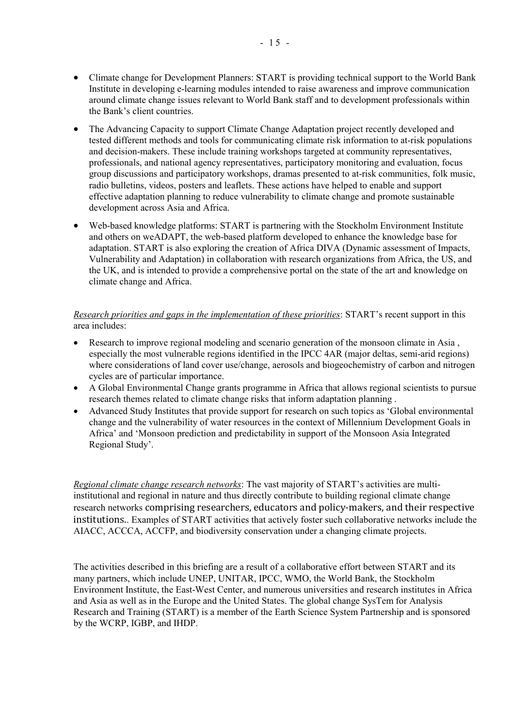- Climate change for Development Planners: START is providing technical support to the World Bank Institute in developing e-learning modules intended to raise awareness and improve communication around climate change issues relevant to World Bank staff and to development professionals within the Bank's client countries.

- The Advancing Capacity to support Climate Change Adaptation project recently developed and tested different methods and tools for communicating climate risk information to at-risk populations and decision-makers. These include training workshops targeted at community representatives, professionals, and national agency representatives, participatory monitoring and evaluation, focus group discussions and participatory workshops, dramas presented to at-risk communities, folk music, radio bulletins, videos, posters and leaflets. These actions have helped to enable and support effective adaptation planning to reduce vulnerability to climate change and promote sustainable development across Asia and Africa.

- Web-based knowledge platforms: START is partnering with the Stockholm Environment Institute and others on weADAPT, the web-based platform developed to enhance the knowledge base for adaptation. START is also exploring the creation of Africa DIVA (Dynamic assessment of Impacts, Vulnerability and Adaptation) in collaboration with research organizations from Africa, the US, and the UK, and is intended to provide a comprehensive portal on the state of the art and knowledge on climate change and Africa.

*Research priorities and gaps in the implementation of these priorities*: START's recent support in this area includes:

- Research to improve regional modeling and scenario generation of the monsoon climate in Asia , especially the most vulnerable regions identified in the IPCC 4AR (major deltas, semi-arid regions) where considerations of land cover use/change, aerosols and biogeochemistry of carbon and nitrogen cycles are of particular importance.
- A Global Environmental Change grants programme in Africa that allows regional scientists to pursue research themes related to climate change risks that inform adaptation planning .
- Advanced Study Institutes that provide support for research on such topics as 'Global environmental change and the vulnerability of water resources in the context of Millennium Development Goals in Africa' and 'Monsoon prediction and predictability in support of the Monsoon Asia Integrated Regional Study'.

*Regional climate change research networks*: The vast majority of START's activities are multi-institutional and regional in nature and thus directly contribute to building regional climate change research networks comprising researchers, educators and policy-makers, and their respective institutions.. Examples of START activities that actively foster such collaborative networks include the AIACC, ACCCA, ACCFP, and biodiversity conservation under a changing climate projects.

The activities described in this briefing are a result of a collaborative effort between START and its many partners, which include UNEP, UNITAR, IPCC, WMO, the World Bank, the Stockholm Environment Institute, the East-West Center, and numerous universities and research institutes in Africa and Asia as well as in the Europe and the United States. The global change SysTem for Analysis Research and Training (START) is a member of the Earth Science System Partnership and is sponsored by the WCRP, IGBP, and IHDP.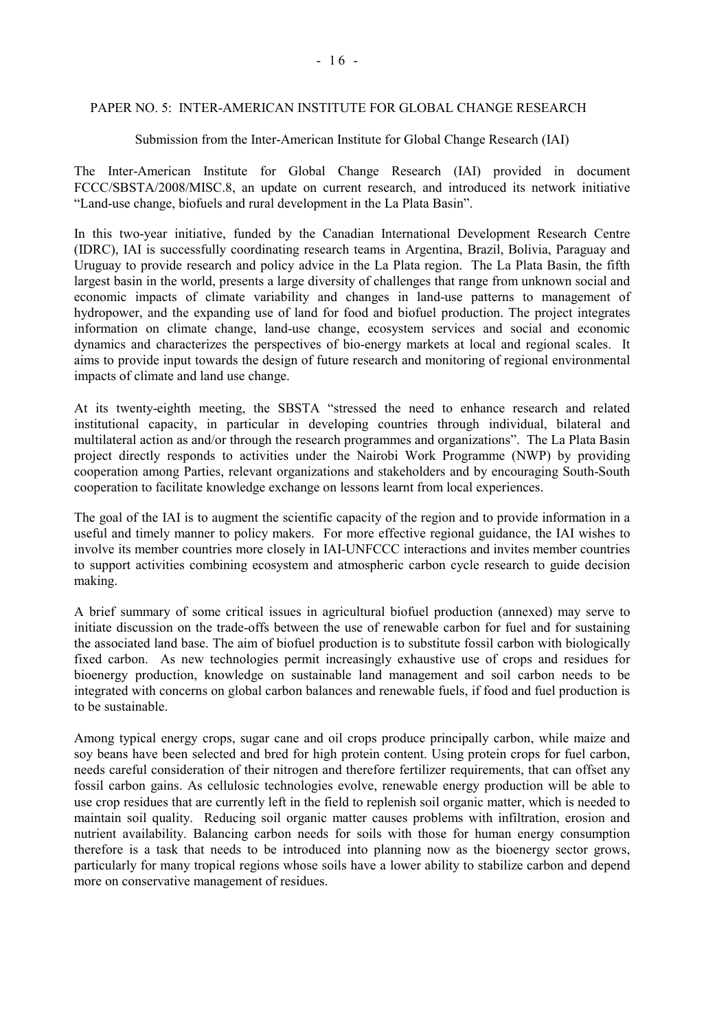## PAPER NO. 5: INTER-AMERICAN INSTITUTE FOR GLOBAL CHANGE RESEARCH

Submission from the Inter-American Institute for Global Change Research (IAI)

The Inter-American Institute for Global Change Research (IAI) provided in document FCCC/SBSTA/2008/MISC.8, an update on current research, and introduced its network initiative "Land-use change, biofuels and rural development in the La Plata Basin".

In this two-year initiative, funded by the Canadian International Development Research Centre (IDRC), IAI is successfully coordinating research teams in Argentina, Brazil, Bolivia, Paraguay and Uruguay to provide research and policy advice in the La Plata region. The La Plata Basin, the fifth largest basin in the world, presents a large diversity of challenges that range from unknown social and economic impacts of climate variability and changes in land-use patterns to management of hydropower, and the expanding use of land for food and biofuel production. The project integrates information on climate change, land-use change, ecosystem services and social and economic dynamics and characterizes the perspectives of bio-energy markets at local and regional scales. It aims to provide input towards the design of future research and monitoring of regional environmental impacts of climate and land use change.

At its twenty-eighth meeting, the SBSTA "stressed the need to enhance research and related institutional capacity, in particular in developing countries through individual, bilateral and multilateral action as and/or through the research programmes and organizations". The La Plata Basin project directly responds to activities under the Nairobi Work Programme (NWP) by providing cooperation among Parties, relevant organizations and stakeholders and by encouraging South-South cooperation to facilitate knowledge exchange on lessons learnt from local experiences.

The goal of the IAI is to augment the scientific capacity of the region and to provide information in a useful and timely manner to policy makers. For more effective regional guidance, the IAI wishes to involve its member countries more closely in IAI-UNFCCC interactions and invites member countries to support activities combining ecosystem and atmospheric carbon cycle research to guide decision making.

A brief summary of some critical issues in agricultural biofuel production (annexed) may serve to initiate discussion on the trade-offs between the use of renewable carbon for fuel and for sustaining the associated land base. The aim of biofuel production is to substitute fossil carbon with biologically fixed carbon. As new technologies permit increasingly exhaustive use of crops and residues for bioenergy production, knowledge on sustainable land management and soil carbon needs to be integrated with concerns on global carbon balances and renewable fuels, if food and fuel production is to be sustainable.

Among typical energy crops, sugar cane and oil crops produce principally carbon, while maize and soy beans have been selected and bred for high protein content. Using protein crops for fuel carbon, needs careful consideration of their nitrogen and therefore fertilizer requirements, that can offset any fossil carbon gains. As cellulosic technologies evolve, renewable energy production will be able to use crop residues that are currently left in the field to replenish soil organic matter, which is needed to maintain soil quality. Reducing soil organic matter causes problems with infiltration, erosion and nutrient availability. Balancing carbon needs for soils with those for human energy consumption therefore is a task that needs to be introduced into planning now as the bioenergy sector grows, particularly for many tropical regions whose soils have a lower ability to stabilize carbon and depend more on conservative management of residues.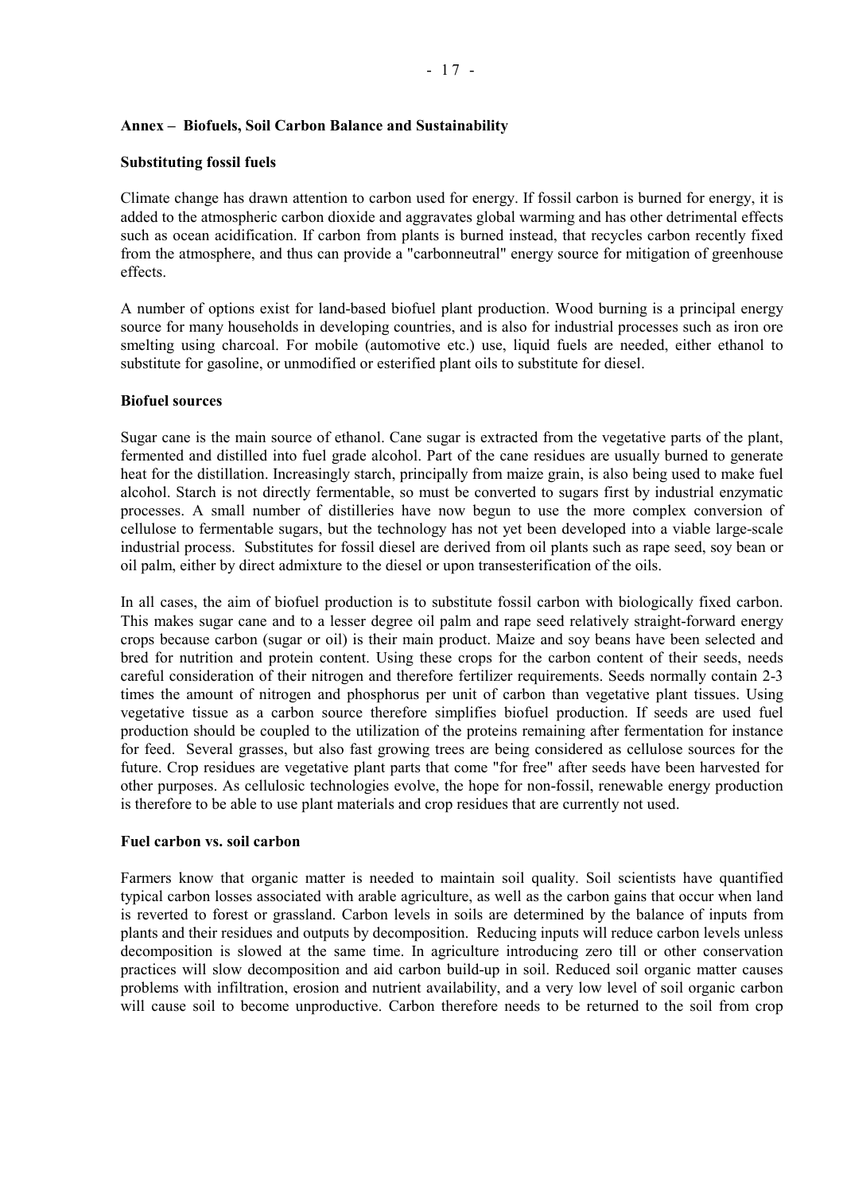## Annex – Biofuels, Soil Carbon Balance and Sustainability

### Substituting fossil fuels

Climate change has drawn attention to carbon used for energy. If fossil carbon is burned for energy, it is added to the atmospheric carbon dioxide and aggravates global warming and has other detrimental effects such as ocean acidification. If carbon from plants is burned instead, that recycles carbon recently fixed from the atmosphere, and thus can provide a "carbonneutral" energy source for mitigation of greenhouse effects.

A number of options exist for land-based biofuel plant production. Wood burning is a principal energy source for many households in developing countries, and is also for industrial processes such as iron ore smelting using charcoal. For mobile (automotive etc.) use, liquid fuels are needed, either ethanol to substitute for gasoline, or unmodified or esterified plant oils to substitute for diesel.

### Biofuel sources

Sugar cane is the main source of ethanol. Cane sugar is extracted from the vegetative parts of the plant, fermented and distilled into fuel grade alcohol. Part of the cane residues are usually burned to generate heat for the distillation. Increasingly starch, principally from maize grain, is also being used to make fuel alcohol. Starch is not directly fermentable, so must be converted to sugars first by industrial enzymatic processes. A small number of distilleries have now begun to use the more complex conversion of cellulose to fermentable sugars, but the technology has not yet been developed into a viable large-scale industrial process. Substitutes for fossil diesel are derived from oil plants such as rape seed, soy bean or oil palm, either by direct admixture to the diesel or upon transesterification of the oils.

In all cases, the aim of biofuel production is to substitute fossil carbon with biologically fixed carbon. This makes sugar cane and to a lesser degree oil palm and rape seed relatively straight-forward energy crops because carbon (sugar or oil) is their main product. Maize and soy beans have been selected and bred for nutrition and protein content. Using these crops for the carbon content of their seeds, needs careful consideration of their nitrogen and therefore fertilizer requirements. Seeds normally contain 2-3 times the amount of nitrogen and phosphorus per unit of carbon than vegetative plant tissues. Using vegetative tissue as a carbon source therefore simplifies biofuel production. If seeds are used fuel production should be coupled to the utilization of the proteins remaining after fermentation for instance for feed. Several grasses, but also fast growing trees are being considered as cellulose sources for the future. Crop residues are vegetative plant parts that come "for free" after seeds have been harvested for other purposes. As cellulosic technologies evolve, the hope for non-fossil, renewable energy production is therefore to be able to use plant materials and crop residues that are currently not used.

### Fuel carbon vs. soil carbon

Farmers know that organic matter is needed to maintain soil quality. Soil scientists have quantified typical carbon losses associated with arable agriculture, as well as the carbon gains that occur when land is reverted to forest or grassland. Carbon levels in soils are determined by the balance of inputs from plants and their residues and outputs by decomposition. Reducing inputs will reduce carbon levels unless decomposition is slowed at the same time. In agriculture introducing zero till or other conservation practices will slow decomposition and aid carbon build-up in soil. Reduced soil organic matter causes problems with infiltration, erosion and nutrient availability, and a very low level of soil organic carbon will cause soil to become unproductive. Carbon therefore needs to be returned to the soil from crop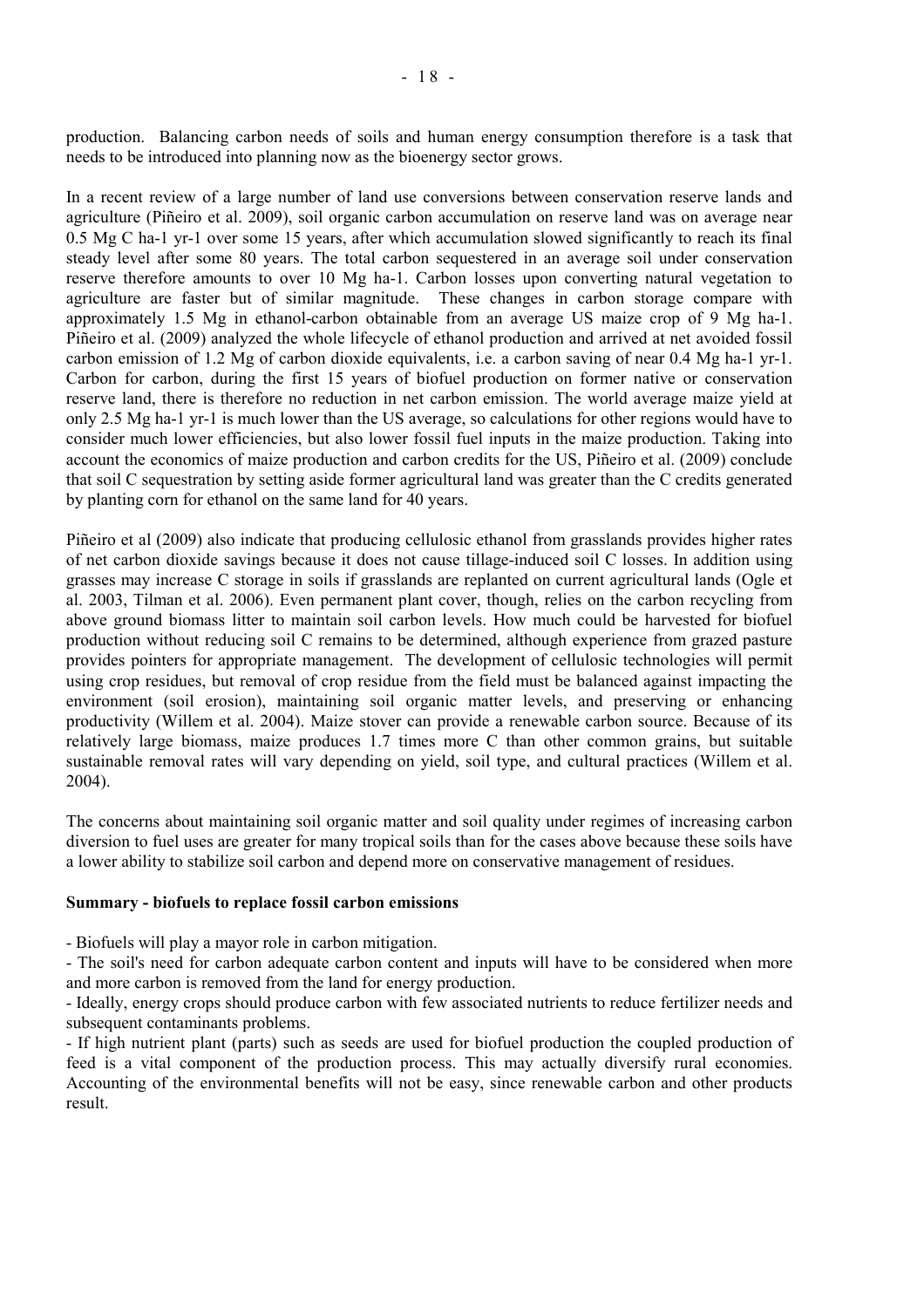production. Balancing carbon needs of soils and human energy consumption therefore is a task that needs to be introduced into planning now as the bioenergy sector grows.

In a recent review of a large number of land use conversions between conservation reserve lands and agriculture (Piñeiro et al. 2009), soil organic carbon accumulation on reserve land was on average near 0.5 Mg C ha-1 yr-1 over some 15 years, after which accumulation slowed significantly to reach its final steady level after some 80 years. The total carbon sequestered in an average soil under conservation reserve therefore amounts to over 10 Mg ha-1. Carbon losses upon converting natural vegetation to agriculture are faster but of similar magnitude. These changes in carbon storage compare with approximately 1.5 Mg in ethanol-carbon obtainable from an average US maize crop of 9 Mg ha-1. Piñeiro et al. (2009) analyzed the whole lifecycle of ethanol production and arrived at net avoided fossil carbon emission of 1.2 Mg of carbon dioxide equivalents, i.e. a carbon saving of near 0.4 Mg ha-1 yr-1. Carbon for carbon, during the first 15 years of biofuel production on former native or conservation reserve land, there is therefore no reduction in net carbon emission. The world average maize yield at only 2.5 Mg ha-1 yr-1 is much lower than the US average, so calculations for other regions would have to consider much lower efficiencies, but also lower fossil fuel inputs in the maize production. Taking into account the economics of maize production and carbon credits for the US, Piñeiro et al. (2009) conclude that soil C sequestration by setting aside former agricultural land was greater than the C credits generated by planting corn for ethanol on the same land for 40 years.

Piñeiro et al (2009) also indicate that producing cellulosic ethanol from grasslands provides higher rates of net carbon dioxide savings because it does not cause tillage-induced soil C losses. In addition using grasses may increase C storage in soils if grasslands are replanted on current agricultural lands (Ogle et al. 2003, Tilman et al. 2006). Even permanent plant cover, though, relies on the carbon recycling from above ground biomass litter to maintain soil carbon levels. How much could be harvested for biofuel production without reducing soil C remains to be determined, although experience from grazed pasture provides pointers for appropriate management. The development of cellulosic technologies will permit using crop residues, but removal of crop residue from the field must be balanced against impacting the environment (soil erosion), maintaining soil organic matter levels, and preserving or enhancing productivity (Willem et al. 2004). Maize stover can provide a renewable carbon source. Because of its relatively large biomass, maize produces 1.7 times more C than other common grains, but suitable sustainable removal rates will vary depending on yield, soil type, and cultural practices (Willem et al. 2004).

The concerns about maintaining soil organic matter and soil quality under regimes of increasing carbon diversion to fuel uses are greater for many tropical soils than for the cases above because these soils have a lower ability to stabilize soil carbon and depend more on conservative management of residues.

**Summary - biofuels to replace fossil carbon emissions**

- Biofuels will play a mayor role in carbon mitigation.
- The soil's need for carbon adequate carbon content and inputs will have to be considered when more and more carbon is removed from the land for energy production.
- Ideally, energy crops should produce carbon with few associated nutrients to reduce fertilizer needs and subsequent contaminants problems.
- If high nutrient plant (parts) such as seeds are used for biofuel production the coupled production of feed is a vital component of the production process. This may actually diversify rural economies. Accounting of the environmental benefits will not be easy, since renewable carbon and other products result.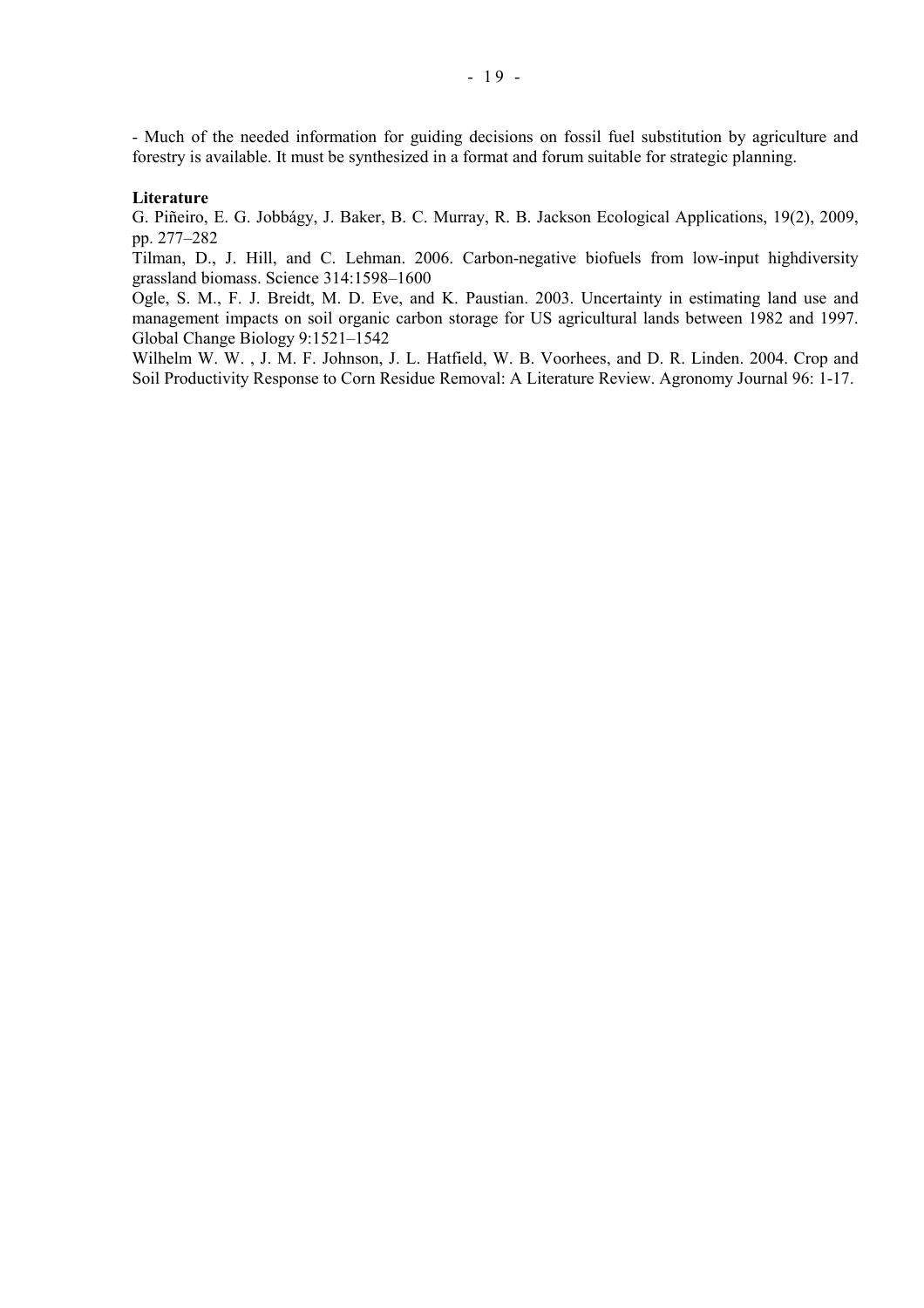- Much of the needed information for guiding decisions on fossil fuel substitution by agriculture and forestry is available. It must be synthesized in a format and forum suitable for strategic planning.

**Literature**

G. Piñeiro, E. G. Jobbágy, J. Baker, B. C. Murray, R. B. Jackson Ecological Applications, 19(2), 2009, pp. 277–282

Tilman, D., J. Hill, and C. Lehman. 2006. Carbon-negative biofuels from low-input highdiversity grassland biomass. Science 314:1598–1600

Ogle, S. M., F. J. Breidt, M. D. Eve, and K. Paustian. 2003. Uncertainty in estimating land use and management impacts on soil organic carbon storage for US agricultural lands between 1982 and 1997. Global Change Biology 9:1521–1542

Wilhelm W. W. , J. M. F. Johnson, J. L. Hatfield, W. B. Voorhees, and D. R. Linden. 2004. Crop and Soil Productivity Response to Corn Residue Removal: A Literature Review. Agronomy Journal 96: 1-17.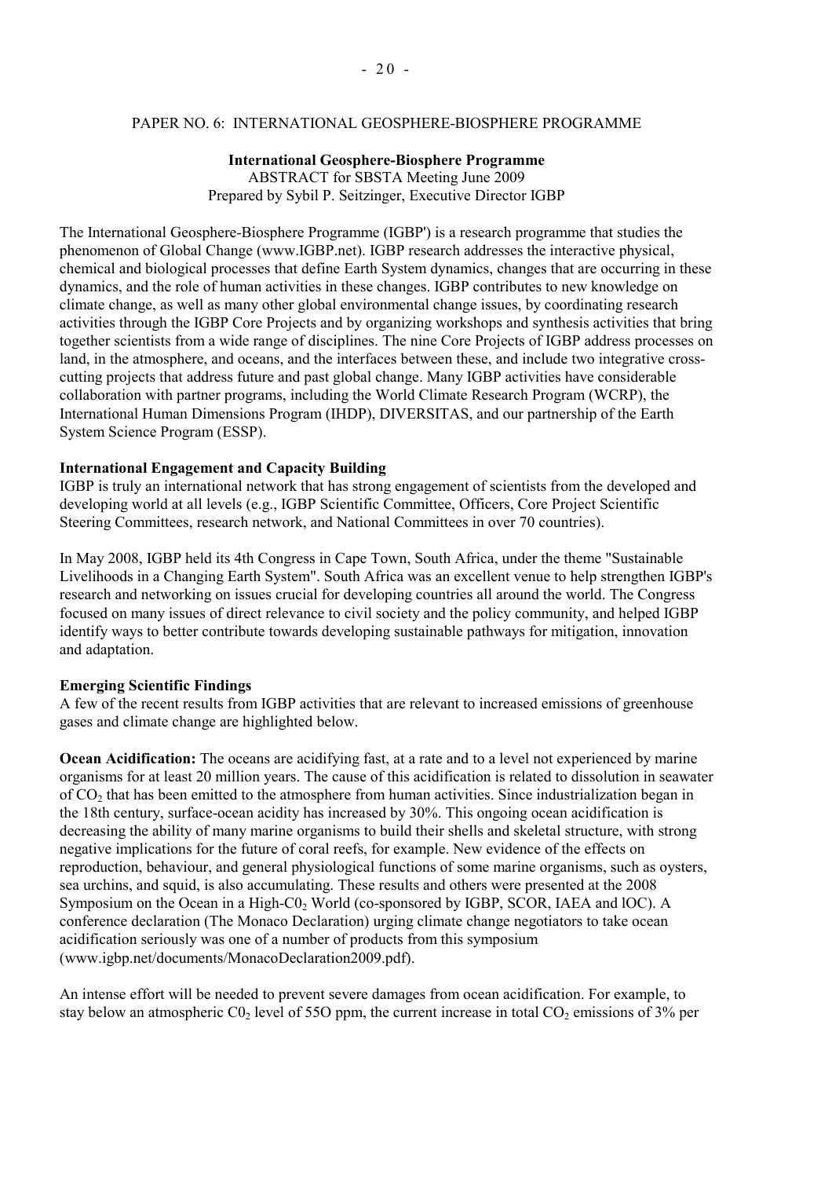PAPER NO. 6: INTERNATIONAL GEOSPHERE-BIOSPHERE PROGRAMME

**International Geosphere-Biosphere Programme**
ABSTRACT for SBSTA Meeting June 2009
Prepared by Sybil P. Seitzinger, Executive Director IGBP

The International Geosphere-Biosphere Programme (IGBP') is a research programme that studies the phenomenon of Global Change (www.IGBP.net). IGBP research addresses the interactive physical, chemical and biological processes that define Earth System dynamics, changes that are occurring in these dynamics, and the role of human activities in these changes. IGBP contributes to new knowledge on climate change, as well as many other global environmental change issues, by coordinating research activities through the IGBP Core Projects and by organizing workshops and synthesis activities that bring together scientists from a wide range of disciplines. The nine Core Projects of IGBP address processes on land, in the atmosphere, and oceans, and the interfaces between these, and include two integrative cross-cutting projects that address future and past global change. Many IGBP activities have considerable collaboration with partner programs, including the World Climate Research Program (WCRP), the International Human Dimensions Program (IHDP), DIVERSITAS, and our partnership of the Earth System Science Program (ESSP).

**International Engagement and Capacity Building**

IGBP is truly an international network that has strong engagement of scientists from the developed and developing world at all levels (e.g., IGBP Scientific Committee, Officers, Core Project Scientific Steering Committees, research network, and National Committees in over 70 countries).

In May 2008, IGBP held its 4th Congress in Cape Town, South Africa, under the theme "Sustainable Livelihoods in a Changing Earth System". South Africa was an excellent venue to help strengthen IGBP's research and networking on issues crucial for developing countries all around the world. The Congress focused on many issues of direct relevance to civil society and the policy community, and helped IGBP identify ways to better contribute towards developing sustainable pathways for mitigation, innovation and adaptation.

**Emerging Scientific Findings**

A few of the recent results from IGBP activities that are relevant to increased emissions of greenhouse gases and climate change are highlighted below.

**Ocean Acidification:** The oceans are acidifying fast, at a rate and to a level not experienced by marine organisms for at least 20 million years. The cause of this acidification is related to dissolution in seawater of $CO_2$ that has been emitted to the atmosphere from human activities. Since industrialization began in the 18th century, surface-ocean acidity has increased by 30%. This ongoing ocean acidification is decreasing the ability of many marine organisms to build their shells and skeletal structure, with strong negative implications for the future of coral reefs, for example. New evidence of the effects on reproduction, behaviour, and general physiological functions of some marine organisms, such as oysters, sea urchins, and squid, is also accumulating. These results and others were presented at the 2008 Symposium on the Ocean in a High-$C0_2$ World (co-sponsored by IGBP, SCOR, IAEA and lOC). A conference declaration (The Monaco Declaration) urging climate change negotiators to take ocean acidification seriously was one of a number of products from this symposium (www.igbp.net/documents/MonacoDeclaration2009.pdf).

An intense effort will be needed to prevent severe damages from ocean acidification. For example, to stay below an atmospheric $C0_2$ level of 55O ppm, the current increase in total $CO_2$ emissions of 3% per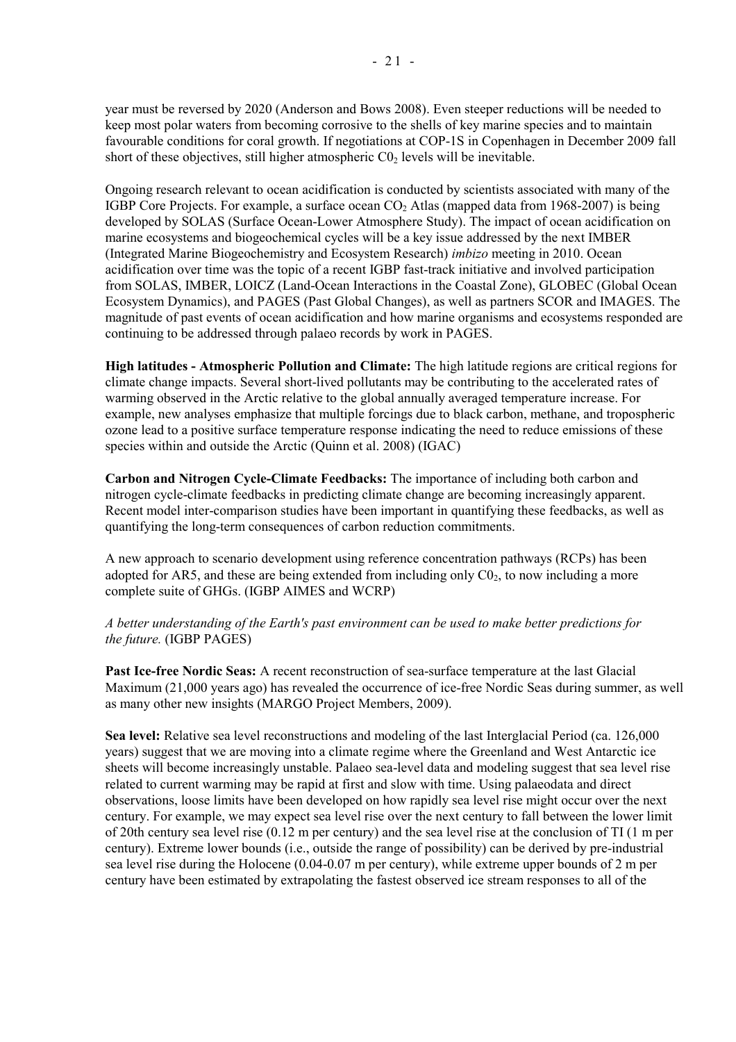year must be reversed by 2020 (Anderson and Bows 2008). Even steeper reductions will be needed to keep most polar waters from becoming corrosive to the shells of key marine species and to maintain favourable conditions for coral growth. If negotiations at COP-1S in Copenhagen in December 2009 fall short of these objectives, still higher atmospheric $C0_2$ levels will be inevitable.

Ongoing research relevant to ocean acidification is conducted by scientists associated with many of the IGBP Core Projects. For example, a surface ocean $CO_2$ Atlas (mapped data from 1968-2007) is being developed by SOLAS (Surface Ocean-Lower Atmosphere Study). The impact of ocean acidification on marine ecosystems and biogeochemical cycles will be a key issue addressed by the next IMBER (Integrated Marine Biogeochemistry and Ecosystem Research) *imbizo* meeting in 2010. Ocean acidification over time was the topic of a recent IGBP fast-track initiative and involved participation from SOLAS, IMBER, LOICZ (Land-Ocean Interactions in the Coastal Zone), GLOBEC (Global Ocean Ecosystem Dynamics), and PAGES (Past Global Changes), as well as partners SCOR and IMAGES. The magnitude of past events of ocean acidification and how marine organisms and ecosystems responded are continuing to be addressed through palaeo records by work in PAGES.

**High latitudes - Atmospheric Pollution and Climate:** The high latitude regions are critical regions for climate change impacts. Several short-lived pollutants may be contributing to the accelerated rates of warming observed in the Arctic relative to the global annually averaged temperature increase. For example, new analyses emphasize that multiple forcings due to black carbon, methane, and tropospheric ozone lead to a positive surface temperature response indicating the need to reduce emissions of these species within and outside the Arctic (Quinn et al. 2008) (IGAC)

**Carbon and Nitrogen Cycle-Climate Feedbacks:** The importance of including both carbon and nitrogen cycle-climate feedbacks in predicting climate change are becoming increasingly apparent. Recent model inter-comparison studies have been important in quantifying these feedbacks, as well as quantifying the long-term consequences of carbon reduction commitments.

A new approach to scenario development using reference concentration pathways (RCPs) has been adopted for AR5, and these are being extended from including only $C0_2$, to now including a more complete suite of GHGs. (IGBP AIMES and WCRP)

*A better understanding of the Earth's past environment can be used to make better predictions for the future.* (IGBP PAGES)

**Past Ice-free Nordic Seas:** A recent reconstruction of sea-surface temperature at the last Glacial Maximum (21,000 years ago) has revealed the occurrence of ice-free Nordic Seas during summer, as well as many other new insights (MARGO Project Members, 2009).

**Sea level:** Relative sea level reconstructions and modeling of the last Interglacial Period (ca. 126,000 years) suggest that we are moving into a climate regime where the Greenland and West Antarctic ice sheets will become increasingly unstable. Palaeo sea-level data and modeling suggest that sea level rise related to current warming may be rapid at first and slow with time. Using palaeodata and direct observations, loose limits have been developed on how rapidly sea level rise might occur over the next century. For example, we may expect sea level rise over the next century to fall between the lower limit of 20th century sea level rise (0.12 m per century) and the sea level rise at the conclusion of TI (1 m per century). Extreme lower bounds (i.e., outside the range of possibility) can be derived by pre-industrial sea level rise during the Holocene (0.04-0.07 m per century), while extreme upper bounds of 2 m per century have been estimated by extrapolating the fastest observed ice stream responses to all of the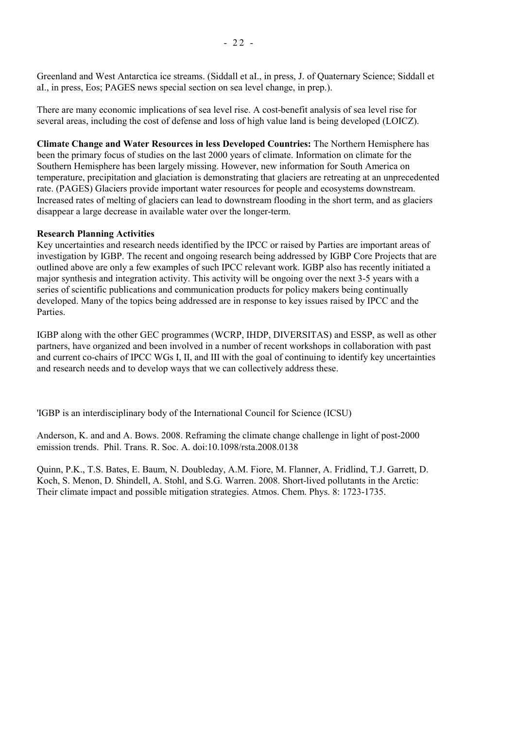Greenland and West Antarctica ice streams. (Siddall et aI., in press, J. of Quaternary Science; Siddall et aI., in press, Eos; PAGES news special section on sea level change, in prep.).

There are many economic implications of sea level rise. A cost-benefit analysis of sea level rise for several areas, including the cost of defense and loss of high value land is being developed (LOICZ).

**Climate Change and Water Resources in less Developed Countries:** The Northern Hemisphere has been the primary focus of studies on the last 2000 years of climate. Information on climate for the Southern Hemisphere has been largely missing. However, new information for South America on temperature, precipitation and glaciation is demonstrating that glaciers are retreating at an unprecedented rate. (PAGES) Glaciers provide important water resources for people and ecosystems downstream. Increased rates of melting of glaciers can lead to downstream flooding in the short term, and as glaciers disappear a large decrease in available water over the longer-term.

**Research Planning Activities**

Key uncertainties and research needs identified by the IPCC or raised by Parties are important areas of investigation by IGBP. The recent and ongoing research being addressed by IGBP Core Projects that are outlined above are only a few examples of such IPCC relevant work. IGBP also has recently initiated a major synthesis and integration activity. This activity will be ongoing over the next 3-5 years with a series of scientific publications and communication products for policy makers being continually developed. Many of the topics being addressed are in response to key issues raised by IPCC and the Parties.

IGBP along with the other GEC programmes (WCRP, IHDP, DIVERSITAS) and ESSP, as well as other partners, have organized and been involved in a number of recent workshops in collaboration with past and current co-chairs of IPCC WGs I, II, and III with the goal of continuing to identify key uncertainties and research needs and to develop ways that we can collectively address these.

'IGBP is an interdisciplinary body of the International Council for Science (ICSU)

Anderson, K. and and A. Bows. 2008. Reframing the climate change challenge in light of post-2000 emission trends. Phil. Trans. R. Soc. A. doi:10.1098/rsta.2008.0138

Quinn, P.K., T.S. Bates, E. Baum, N. Doubleday, A.M. Fiore, M. Flanner, A. Fridlind, T.J. Garrett, D. Koch, S. Menon, D. Shindell, A. Stohl, and S.G. Warren. 2008. Short-lived pollutants in the Arctic: Their climate impact and possible mitigation strategies. Atmos. Chem. Phys. 8: 1723-1735.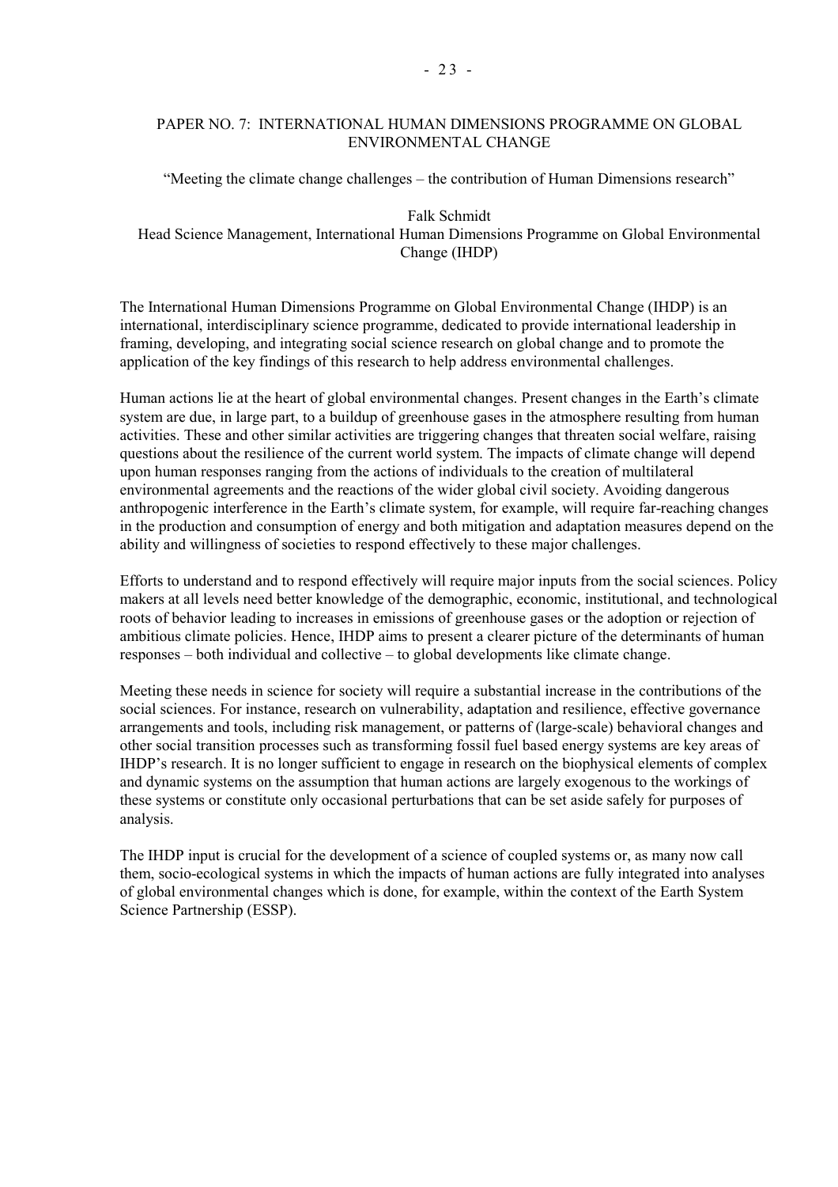## PAPER NO. 7: INTERNATIONAL HUMAN DIMENSIONS PROGRAMME ON GLOBAL ENVIRONMENTAL CHANGE

"Meeting the climate change challenges – the contribution of Human Dimensions research"

Falk Schmidt
Head Science Management, International Human Dimensions Programme on Global Environmental Change (IHDP)

The International Human Dimensions Programme on Global Environmental Change (IHDP) is an international, interdisciplinary science programme, dedicated to provide international leadership in framing, developing, and integrating social science research on global change and to promote the application of the key findings of this research to help address environmental challenges.

Human actions lie at the heart of global environmental changes. Present changes in the Earth's climate system are due, in large part, to a buildup of greenhouse gases in the atmosphere resulting from human activities. These and other similar activities are triggering changes that threaten social welfare, raising questions about the resilience of the current world system. The impacts of climate change will depend upon human responses ranging from the actions of individuals to the creation of multilateral environmental agreements and the reactions of the wider global civil society. Avoiding dangerous anthropogenic interference in the Earth's climate system, for example, will require far-reaching changes in the production and consumption of energy and both mitigation and adaptation measures depend on the ability and willingness of societies to respond effectively to these major challenges.

Efforts to understand and to respond effectively will require major inputs from the social sciences. Policy makers at all levels need better knowledge of the demographic, economic, institutional, and technological roots of behavior leading to increases in emissions of greenhouse gases or the adoption or rejection of ambitious climate policies. Hence, IHDP aims to present a clearer picture of the determinants of human responses – both individual and collective – to global developments like climate change.

Meeting these needs in science for society will require a substantial increase in the contributions of the social sciences. For instance, research on vulnerability, adaptation and resilience, effective governance arrangements and tools, including risk management, or patterns of (large-scale) behavioral changes and other social transition processes such as transforming fossil fuel based energy systems are key areas of IHDP's research. It is no longer sufficient to engage in research on the biophysical elements of complex and dynamic systems on the assumption that human actions are largely exogenous to the workings of these systems or constitute only occasional perturbations that can be set aside safely for purposes of analysis.

The IHDP input is crucial for the development of a science of coupled systems or, as many now call them, socio-ecological systems in which the impacts of human actions are fully integrated into analyses of global environmental changes which is done, for example, within the context of the Earth System Science Partnership (ESSP).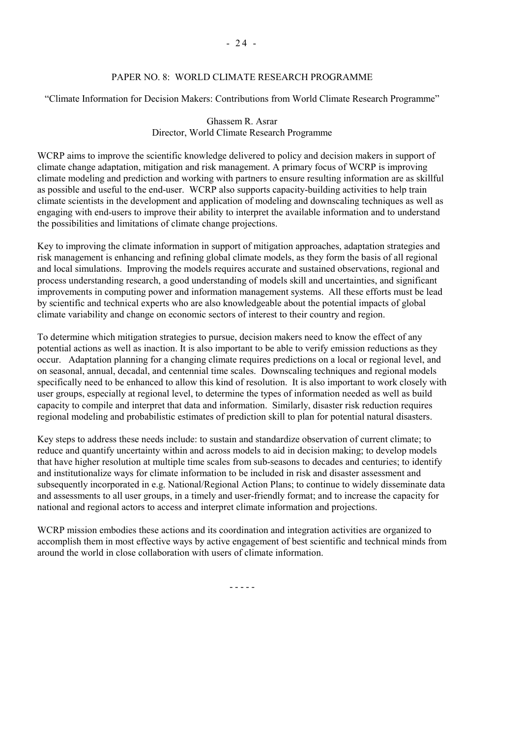## PAPER NO. 8: WORLD CLIMATE RESEARCH PROGRAMME

"Climate Information for Decision Makers: Contributions from World Climate Research Programme"

Ghassem R. Asrar
Director, World Climate Research Programme

WCRP aims to improve the scientific knowledge delivered to policy and decision makers in support of climate change adaptation, mitigation and risk management. A primary focus of WCRP is improving climate modeling and prediction and working with partners to ensure resulting information are as skillful as possible and useful to the end-user. WCRP also supports capacity-building activities to help train climate scientists in the development and application of modeling and downscaling techniques as well as engaging with end-users to improve their ability to interpret the available information and to understand the possibilities and limitations of climate change projections.

Key to improving the climate information in support of mitigation approaches, adaptation strategies and risk management is enhancing and refining global climate models, as they form the basis of all regional and local simulations. Improving the models requires accurate and sustained observations, regional and process understanding research, a good understanding of models skill and uncertainties, and significant improvements in computing power and information management systems. All these efforts must be lead by scientific and technical experts who are also knowledgeable about the potential impacts of global climate variability and change on economic sectors of interest to their country and region.

To determine which mitigation strategies to pursue, decision makers need to know the effect of any potential actions as well as inaction. It is also important to be able to verify emission reductions as they occur. Adaptation planning for a changing climate requires predictions on a local or regional level, and on seasonal, annual, decadal, and centennial time scales. Downscaling techniques and regional models specifically need to be enhanced to allow this kind of resolution. It is also important to work closely with user groups, especially at regional level, to determine the types of information needed as well as build capacity to compile and interpret that data and information. Similarly, disaster risk reduction requires regional modeling and probabilistic estimates of prediction skill to plan for potential natural disasters.

Key steps to address these needs include: to sustain and standardize observation of current climate; to reduce and quantify uncertainty within and across models to aid in decision making; to develop models that have higher resolution at multiple time scales from sub-seasons to decades and centuries; to identify and institutionalize ways for climate information to be included in risk and disaster assessment and subsequently incorporated in e.g. National/Regional Action Plans; to continue to widely disseminate data and assessments to all user groups, in a timely and user-friendly format; and to increase the capacity for national and regional actors to access and interpret climate information and projections.

WCRP mission embodies these actions and its coordination and integration activities are organized to accomplish them in most effective ways by active engagement of best scientific and technical minds from around the world in close collaboration with users of climate information.

- - - - -